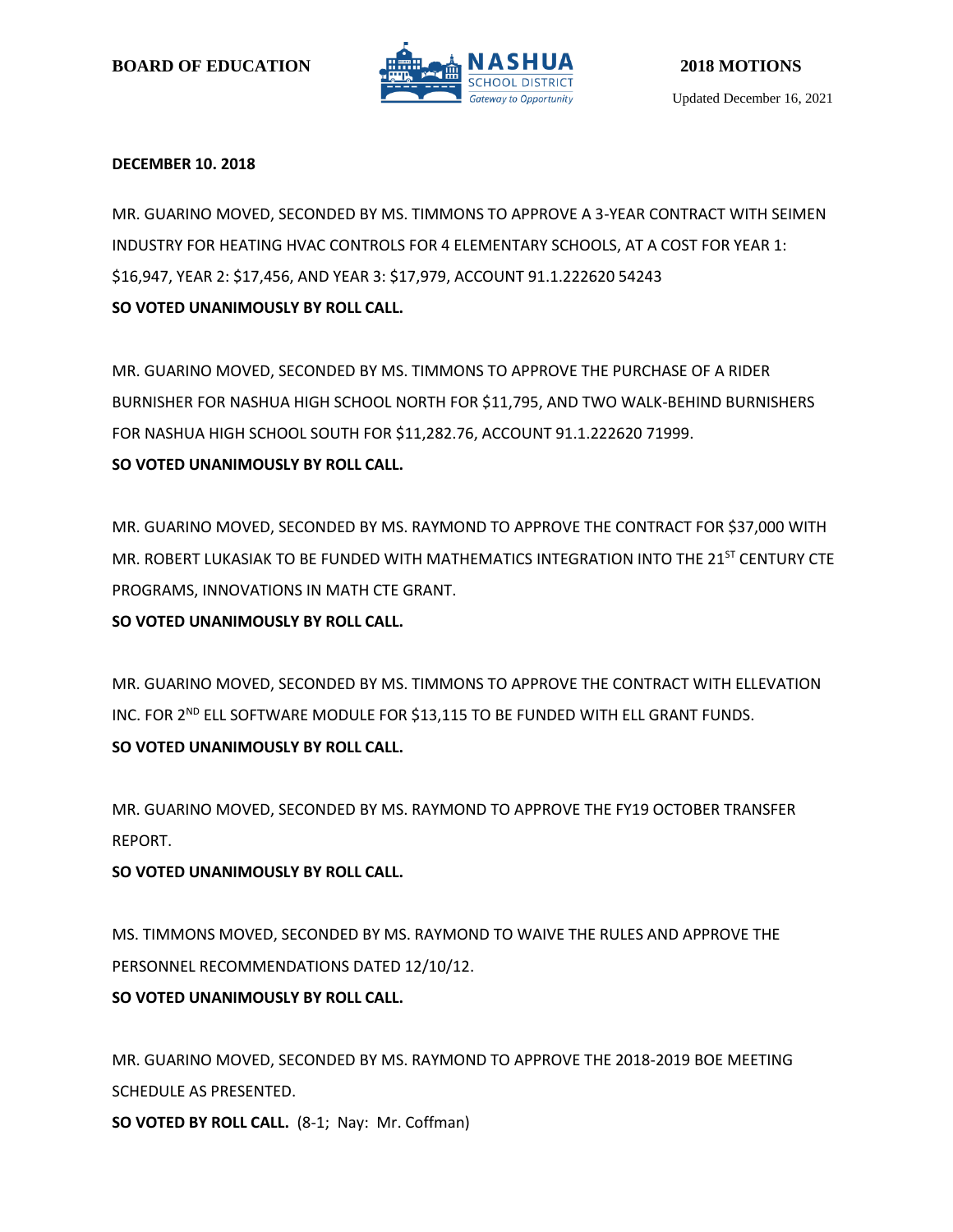**BOARD OF EDUCATION** NASHUA SCHOOL DISTRICT *Gateway to Opportunity* **2018 MOTIONS**

Updated December 16, 2021

**DECEMBER 10. 2018**

MR. GUARINO MOVED, SECONDED BY MS. TIMMONS TO APPROVE A 3-YEAR CONTRACT WITH SEIMEN INDUSTRY FOR HEATING HVAC CONTROLS FOR 4 ELEMENTARY SCHOOLS, AT A COST FOR YEAR 1: $16,947, YEAR 2: $17,456, AND YEAR 3: $17,979, ACCOUNT 91.1.222620 54243

**SO VOTED UNANIMOUSLY BY ROLL CALL.**

MR. GUARINO MOVED, SECONDED BY MS. TIMMONS TO APPROVE THE PURCHASE OF A RIDER BURNISHER FOR NASHUA HIGH SCHOOL NORTH FOR $11,795, AND TWO WALK-BEHIND BURNISHERS FOR NASHUA HIGH SCHOOL SOUTH FOR $11,282.76, ACCOUNT 91.1.222620 71999.

**SO VOTED UNANIMOUSLY BY ROLL CALL.**

MR. GUARINO MOVED, SECONDED BY MS. RAYMOND TO APPROVE THE CONTRACT FOR $37,000 WITH MR. ROBERT LUKASIAK TO BE FUNDED WITH MATHEMATICS INTEGRATION INTO THE 21ST CENTURY CTE PROGRAMS, INNOVATIONS IN MATH CTE GRANT.

**SO VOTED UNANIMOUSLY BY ROLL CALL.**

MR. GUARINO MOVED, SECONDED BY MS. TIMMONS TO APPROVE THE CONTRACT WITH ELLEVATION INC. FOR 2ND ELL SOFTWARE MODULE FOR $13,115 TO BE FUNDED WITH ELL GRANT FUNDS.

**SO VOTED UNANIMOUSLY BY ROLL CALL.**

MR. GUARINO MOVED, SECONDED BY MS. RAYMOND TO APPROVE THE FY19 OCTOBER TRANSFER REPORT.

**SO VOTED UNANIMOUSLY BY ROLL CALL.**

MS. TIMMONS MOVED, SECONDED BY MS. RAYMOND TO WAIVE THE RULES AND APPROVE THE PERSONNEL RECOMMENDATIONS DATED 12/10/12.

**SO VOTED UNANIMOUSLY BY ROLL CALL.**

MR. GUARINO MOVED, SECONDED BY MS. RAYMOND TO APPROVE THE 2018-2019 BOE MEETING SCHEDULE AS PRESENTED.

**SO VOTED BY ROLL CALL.** (8-1; Nay: Mr. Coffman)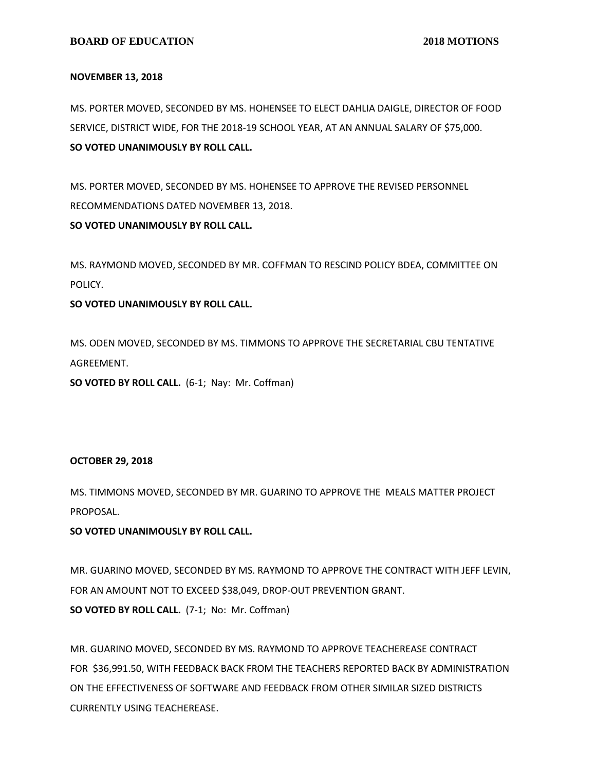**NOVEMBER 13, 2018**

MS. PORTER MOVED, SECONDED BY MS. HOHENSEE TO ELECT DAHLIA DAIGLE, DIRECTOR OF FOOD SERVICE, DISTRICT WIDE, FOR THE 2018-19 SCHOOL YEAR, AT AN ANNUAL SALARY OF $75,000.
**SO VOTED UNANIMOUSLY BY ROLL CALL.**

MS. PORTER MOVED, SECONDED BY MS. HOHENSEE TO APPROVE THE REVISED PERSONNEL RECOMMENDATIONS DATED NOVEMBER 13, 2018.
**SO VOTED UNANIMOUSLY BY ROLL CALL.**

MS. RAYMOND MOVED, SECONDED BY MR. COFFMAN TO RESCIND POLICY BDEA, COMMITTEE ON POLICY.
**SO VOTED UNANIMOUSLY BY ROLL CALL.**

MS. ODEN MOVED, SECONDED BY MS. TIMMONS TO APPROVE THE SECRETARIAL CBU TENTATIVE AGREEMENT.
**SO VOTED BY ROLL CALL.** (6-1; Nay: Mr. Coffman)

**OCTOBER 29, 2018**

MS. TIMMONS MOVED, SECONDED BY MR. GUARINO TO APPROVE THE MEALS MATTER PROJECT PROPOSAL.
**SO VOTED UNANIMOUSLY BY ROLL CALL.**

MR. GUARINO MOVED, SECONDED BY MS. RAYMOND TO APPROVE THE CONTRACT WITH JEFF LEVIN, FOR AN AMOUNT NOT TO EXCEED $38,049, DROP-OUT PREVENTION GRANT.
**SO VOTED BY ROLL CALL.** (7-1; No: Mr. Coffman)

MR. GUARINO MOVED, SECONDED BY MS. RAYMOND TO APPROVE TEACHEREASE CONTRACT FOR $36,991.50, WITH FEEDBACK BACK FROM THE TEACHERS REPORTED BACK BY ADMINISTRATION ON THE EFFECTIVENESS OF SOFTWARE AND FEEDBACK FROM OTHER SIMILAR SIZED DISTRICTS CURRENTLY USING TEACHEREASE.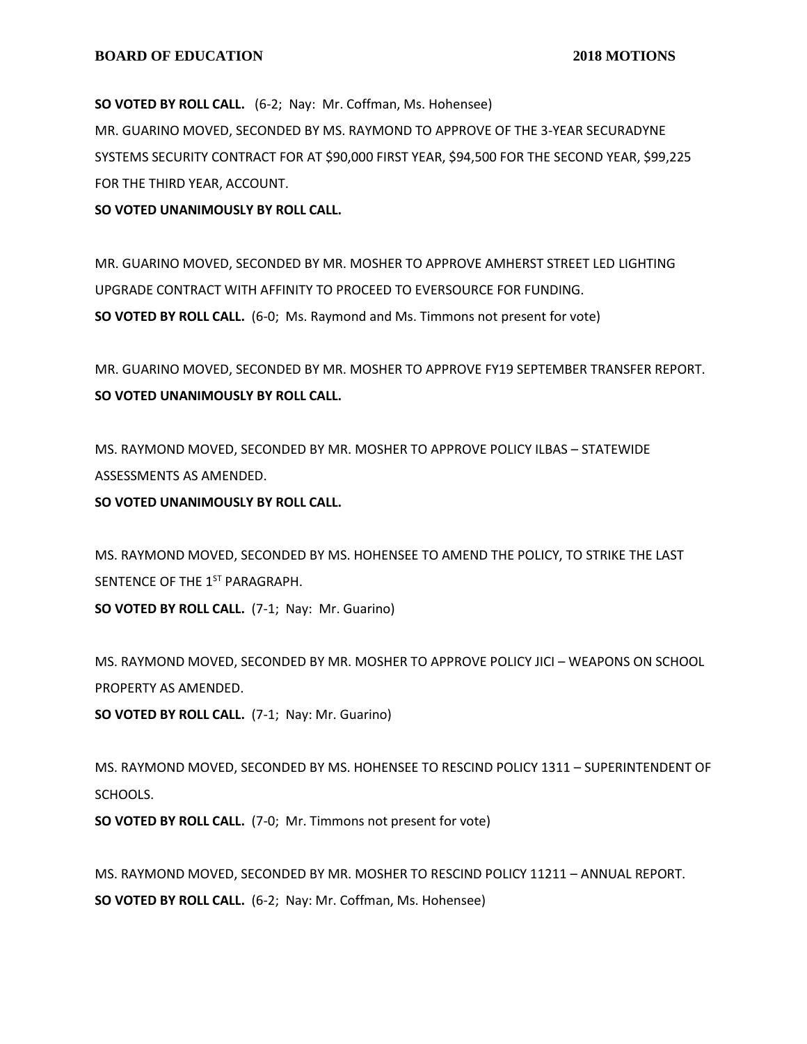**SO VOTED BY ROLL CALL.** (6-2; Nay: Mr. Coffman, Ms. Hohensee)

MR. GUARINO MOVED, SECONDED BY MS. RAYMOND TO APPROVE OF THE 3-YEAR SECURADYNE SYSTEMS SECURITY CONTRACT FOR AT $90,000 FIRST YEAR, $94,500 FOR THE SECOND YEAR, $99,225 FOR THE THIRD YEAR, ACCOUNT.

**SO VOTED UNANIMOUSLY BY ROLL CALL.**

MR. GUARINO MOVED, SECONDED BY MR. MOSHER TO APPROVE AMHERST STREET LED LIGHTING UPGRADE CONTRACT WITH AFFINITY TO PROCEED TO EVERSOURCE FOR FUNDING.

**SO VOTED BY ROLL CALL.** (6-0; Ms. Raymond and Ms. Timmons not present for vote)

MR. GUARINO MOVED, SECONDED BY MR. MOSHER TO APPROVE FY19 SEPTEMBER TRANSFER REPORT.

**SO VOTED UNANIMOUSLY BY ROLL CALL.**

MS. RAYMOND MOVED, SECONDED BY MR. MOSHER TO APPROVE POLICY ILBAS – STATEWIDE ASSESSMENTS AS AMENDED.

**SO VOTED UNANIMOUSLY BY ROLL CALL.**

MS. RAYMOND MOVED, SECONDED BY MS. HOHENSEE TO AMEND THE POLICY, TO STRIKE THE LAST SENTENCE OF THE 1ST PARAGRAPH.

**SO VOTED BY ROLL CALL.** (7-1; Nay: Mr. Guarino)

MS. RAYMOND MOVED, SECONDED BY MR. MOSHER TO APPROVE POLICY JICI – WEAPONS ON SCHOOL PROPERTY AS AMENDED.

**SO VOTED BY ROLL CALL.** (7-1; Nay: Mr. Guarino)

MS. RAYMOND MOVED, SECONDED BY MS. HOHENSEE TO RESCIND POLICY 1311 – SUPERINTENDENT OF SCHOOLS.

**SO VOTED BY ROLL CALL.** (7-0; Mr. Timmons not present for vote)

MS. RAYMOND MOVED, SECONDED BY MR. MOSHER TO RESCIND POLICY 11211 – ANNUAL REPORT.

**SO VOTED BY ROLL CALL.** (6-2; Nay: Mr. Coffman, Ms. Hohensee)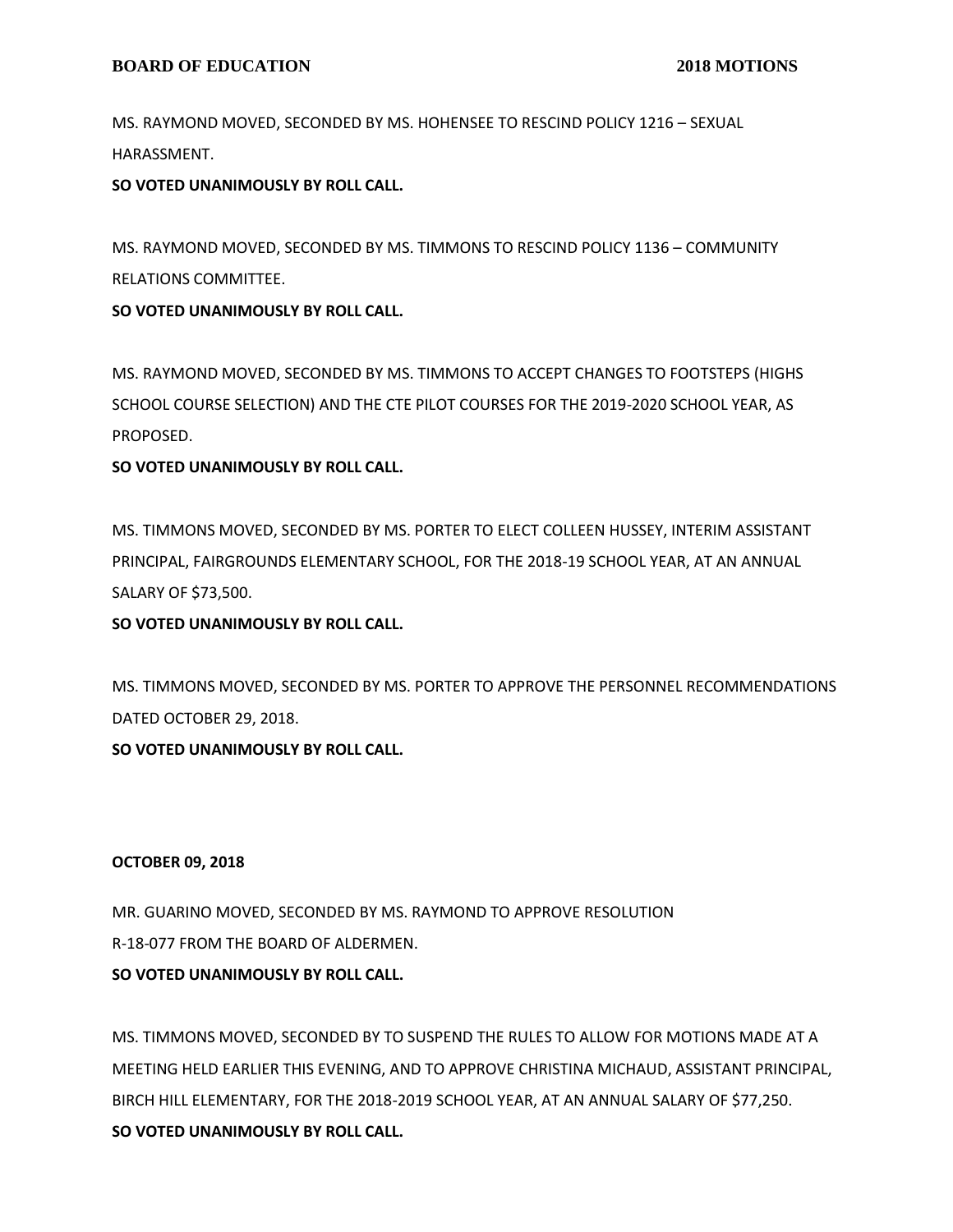MS. RAYMOND MOVED, SECONDED BY MS. HOHENSEE TO RESCIND POLICY 1216 – SEXUAL HARASSMENT.

**SO VOTED UNANIMOUSLY BY ROLL CALL.**

MS. RAYMOND MOVED, SECONDED BY MS. TIMMONS TO RESCIND POLICY 1136 – COMMUNITY RELATIONS COMMITTEE.

**SO VOTED UNANIMOUSLY BY ROLL CALL.**

MS. RAYMOND MOVED, SECONDED BY MS. TIMMONS TO ACCEPT CHANGES TO FOOTSTEPS (HIGHS SCHOOL COURSE SELECTION) AND THE CTE PILOT COURSES FOR THE 2019-2020 SCHOOL YEAR, AS PROPOSED.

**SO VOTED UNANIMOUSLY BY ROLL CALL.**

MS. TIMMONS MOVED, SECONDED BY MS. PORTER TO ELECT COLLEEN HUSSEY, INTERIM ASSISTANT PRINCIPAL, FAIRGROUNDS ELEMENTARY SCHOOL, FOR THE 2018-19 SCHOOL YEAR, AT AN ANNUAL SALARY OF $73,500.

**SO VOTED UNANIMOUSLY BY ROLL CALL.**

MS. TIMMONS MOVED, SECONDED BY MS. PORTER TO APPROVE THE PERSONNEL RECOMMENDATIONS DATED OCTOBER 29, 2018.

**SO VOTED UNANIMOUSLY BY ROLL CALL.**

**OCTOBER 09, 2018**

MR. GUARINO MOVED, SECONDED BY MS. RAYMOND TO APPROVE RESOLUTION R-18-077 FROM THE BOARD OF ALDERMEN.

**SO VOTED UNANIMOUSLY BY ROLL CALL.**

MS. TIMMONS MOVED, SECONDED BY TO SUSPEND THE RULES TO ALLOW FOR MOTIONS MADE AT A MEETING HELD EARLIER THIS EVENING, AND TO APPROVE CHRISTINA MICHAUD, ASSISTANT PRINCIPAL, BIRCH HILL ELEMENTARY, FOR THE 2018-2019 SCHOOL YEAR, AT AN ANNUAL SALARY OF $77,250.

**SO VOTED UNANIMOUSLY BY ROLL CALL.**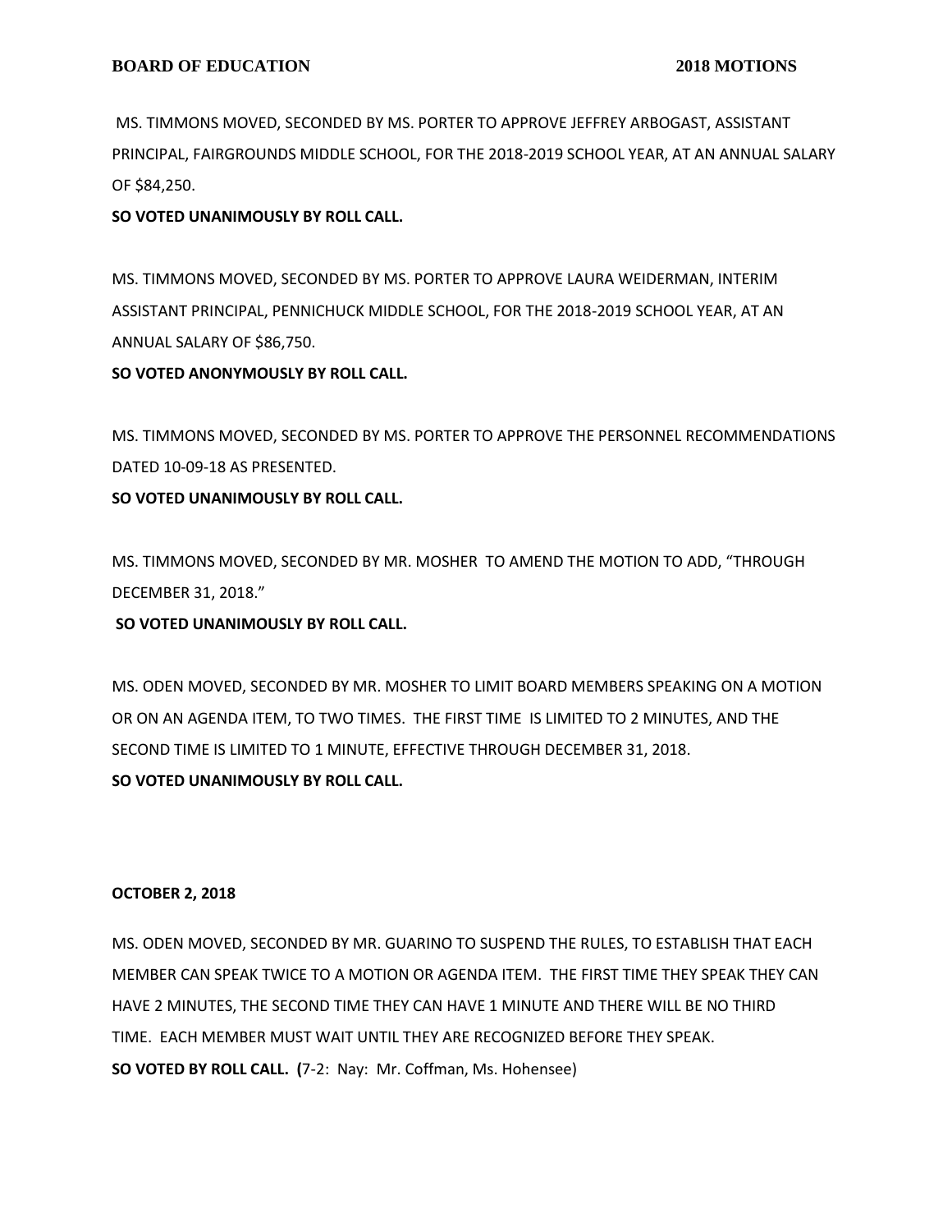MS. TIMMONS MOVED, SECONDED BY MS. PORTER TO APPROVE JEFFREY ARBOGAST, ASSISTANT PRINCIPAL, FAIRGROUNDS MIDDLE SCHOOL, FOR THE 2018-2019 SCHOOL YEAR, AT AN ANNUAL SALARY OF $84,250.

**SO VOTED UNANIMOUSLY BY ROLL CALL.**

MS. TIMMONS MOVED, SECONDED BY MS. PORTER TO APPROVE LAURA WEIDERMAN, INTERIM ASSISTANT PRINCIPAL, PENNICHUCK MIDDLE SCHOOL, FOR THE 2018-2019 SCHOOL YEAR, AT AN ANNUAL SALARY OF $86,750.

**SO VOTED ANONYMOUSLY BY ROLL CALL.**

MS. TIMMONS MOVED, SECONDED BY MS. PORTER TO APPROVE THE PERSONNEL RECOMMENDATIONS DATED 10-09-18 AS PRESENTED.

**SO VOTED UNANIMOUSLY BY ROLL CALL.**

MS. TIMMONS MOVED, SECONDED BY MR. MOSHER TO AMEND THE MOTION TO ADD, "THROUGH DECEMBER 31, 2018."

**SO VOTED UNANIMOUSLY BY ROLL CALL.**

MS. ODEN MOVED, SECONDED BY MR. MOSHER TO LIMIT BOARD MEMBERS SPEAKING ON A MOTION OR ON AN AGENDA ITEM, TO TWO TIMES. THE FIRST TIME IS LIMITED TO 2 MINUTES, AND THE SECOND TIME IS LIMITED TO 1 MINUTE, EFFECTIVE THROUGH DECEMBER 31, 2018.

**SO VOTED UNANIMOUSLY BY ROLL CALL.**

**OCTOBER 2, 2018**

MS. ODEN MOVED, SECONDED BY MR. GUARINO TO SUSPEND THE RULES, TO ESTABLISH THAT EACH MEMBER CAN SPEAK TWICE TO A MOTION OR AGENDA ITEM. THE FIRST TIME THEY SPEAK THEY CAN HAVE 2 MINUTES, THE SECOND TIME THEY CAN HAVE 1 MINUTE AND THERE WILL BE NO THIRD TIME. EACH MEMBER MUST WAIT UNTIL THEY ARE RECOGNIZED BEFORE THEY SPEAK.

**SO VOTED BY ROLL CALL. (**7-2: Nay: Mr. Coffman, Ms. Hohensee)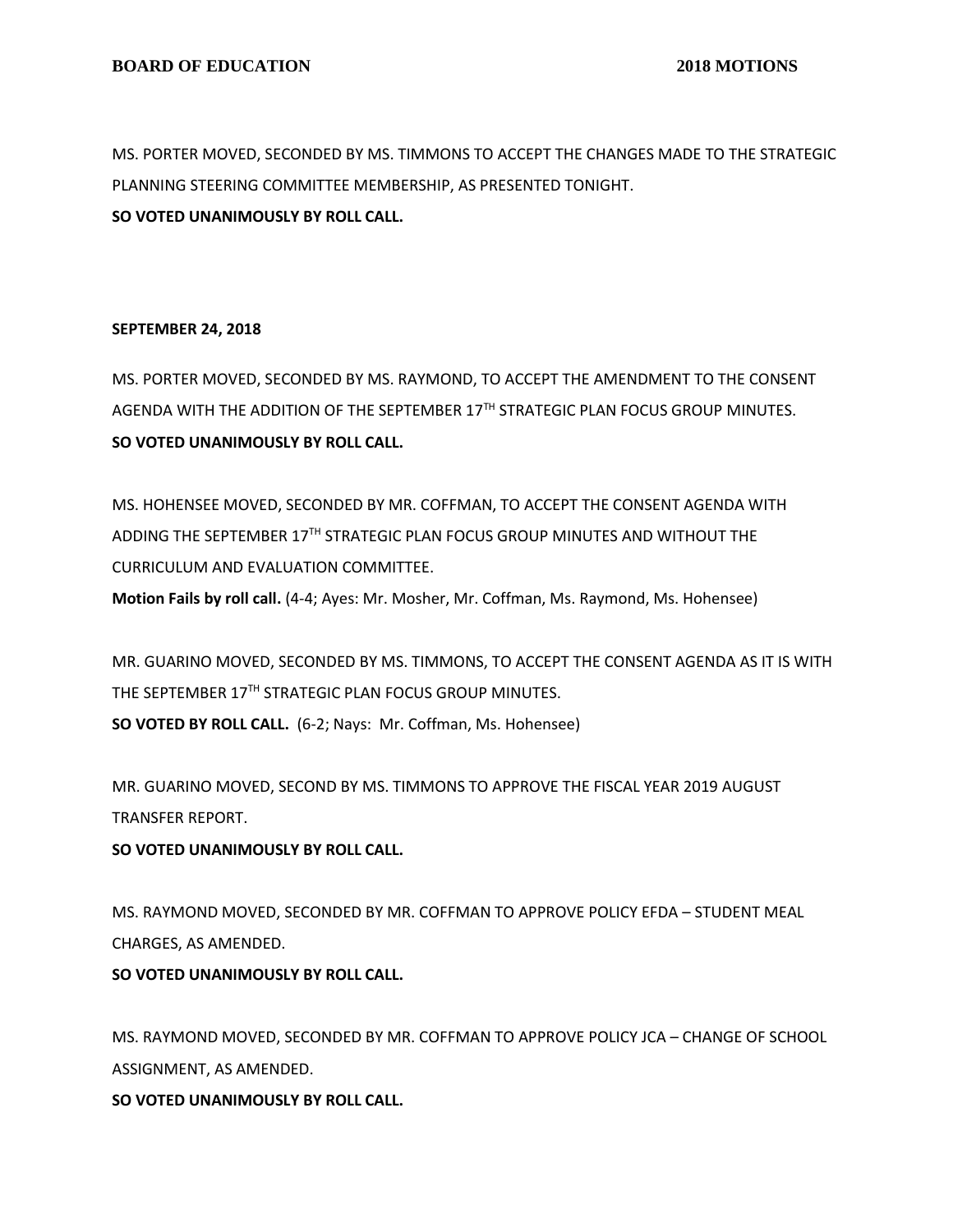MS. PORTER MOVED, SECONDED BY MS. TIMMONS TO ACCEPT THE CHANGES MADE TO THE STRATEGIC PLANNING STEERING COMMITTEE MEMBERSHIP, AS PRESENTED TONIGHT.
**SO VOTED UNANIMOUSLY BY ROLL CALL.**

**SEPTEMBER 24, 2018**

MS. PORTER MOVED, SECONDED BY MS. RAYMOND, TO ACCEPT THE AMENDMENT TO THE CONSENT AGENDA WITH THE ADDITION OF THE SEPTEMBER 17TH STRATEGIC PLAN FOCUS GROUP MINUTES.
**SO VOTED UNANIMOUSLY BY ROLL CALL.**

MS. HOHENSEE MOVED, SECONDED BY MR. COFFMAN, TO ACCEPT THE CONSENT AGENDA WITH ADDING THE SEPTEMBER 17TH STRATEGIC PLAN FOCUS GROUP MINUTES AND WITHOUT THE CURRICULUM AND EVALUATION COMMITTEE.
**Motion Fails by roll call.** (4-4; Ayes: Mr. Mosher, Mr. Coffman, Ms. Raymond, Ms. Hohensee)

MR. GUARINO MOVED, SECONDED BY MS. TIMMONS, TO ACCEPT THE CONSENT AGENDA AS IT IS WITH THE SEPTEMBER 17TH STRATEGIC PLAN FOCUS GROUP MINUTES.
**SO VOTED BY ROLL CALL.** (6-2; Nays: Mr. Coffman, Ms. Hohensee)

MR. GUARINO MOVED, SECOND BY MS. TIMMONS TO APPROVE THE FISCAL YEAR 2019 AUGUST TRANSFER REPORT.
**SO VOTED UNANIMOUSLY BY ROLL CALL.**

MS. RAYMOND MOVED, SECONDED BY MR. COFFMAN TO APPROVE POLICY EFDA – STUDENT MEAL CHARGES, AS AMENDED.
**SO VOTED UNANIMOUSLY BY ROLL CALL.**

MS. RAYMOND MOVED, SECONDED BY MR. COFFMAN TO APPROVE POLICY JCA – CHANGE OF SCHOOL ASSIGNMENT, AS AMENDED.
**SO VOTED UNANIMOUSLY BY ROLL CALL.**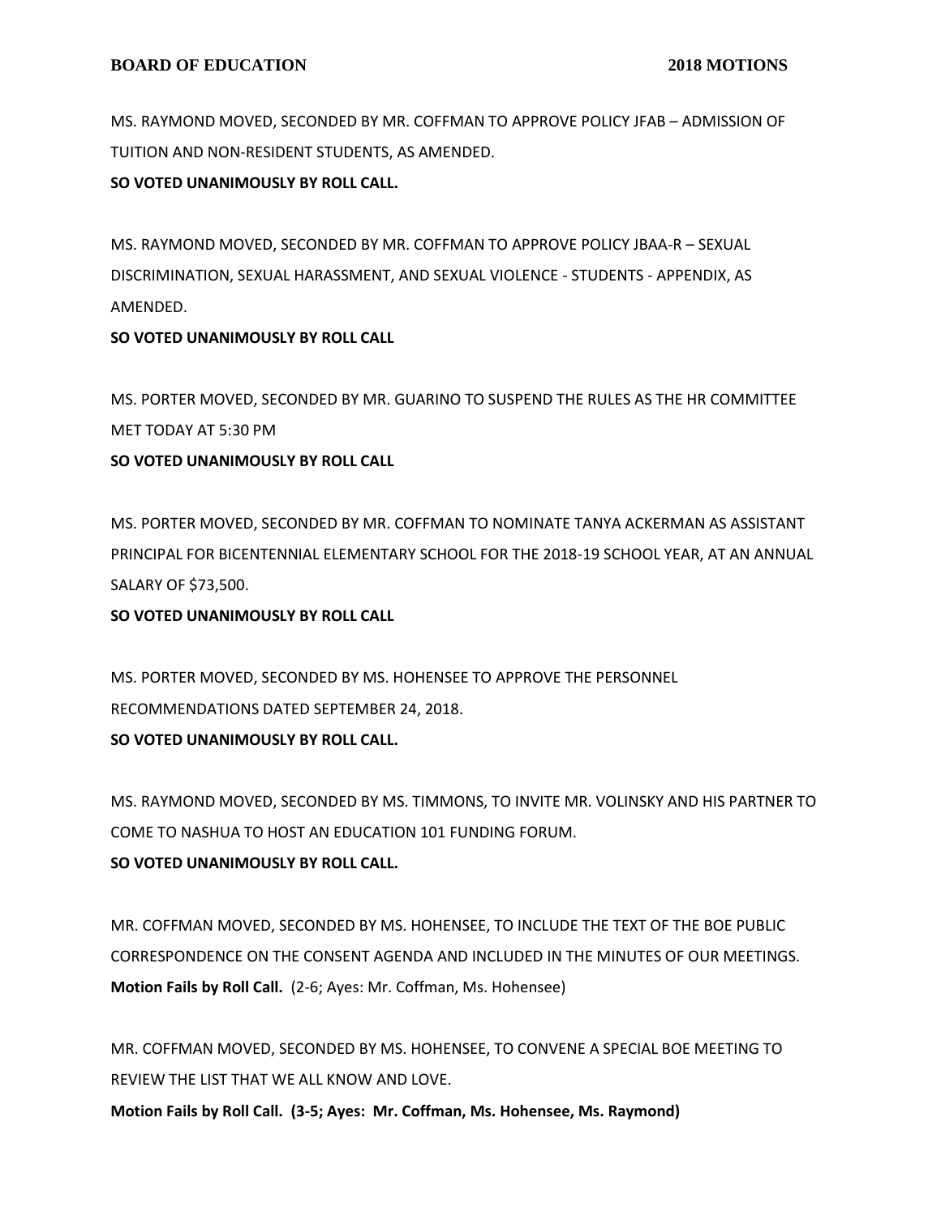MS. RAYMOND MOVED, SECONDED BY MR. COFFMAN TO APPROVE POLICY JFAB – ADMISSION OF TUITION AND NON-RESIDENT STUDENTS, AS AMENDED.

**SO VOTED UNANIMOUSLY BY ROLL CALL.**

MS. RAYMOND MOVED, SECONDED BY MR. COFFMAN TO APPROVE POLICY JBAA-R – SEXUAL DISCRIMINATION, SEXUAL HARASSMENT, AND SEXUAL VIOLENCE - STUDENTS - APPENDIX, AS AMENDED.

**SO VOTED UNANIMOUSLY BY ROLL CALL**

MS. PORTER MOVED, SECONDED BY MR. GUARINO TO SUSPEND THE RULES AS THE HR COMMITTEE MET TODAY AT 5:30 PM

**SO VOTED UNANIMOUSLY BY ROLL CALL**

MS. PORTER MOVED, SECONDED BY MR. COFFMAN TO NOMINATE TANYA ACKERMAN AS ASSISTANT PRINCIPAL FOR BICENTENNIAL ELEMENTARY SCHOOL FOR THE 2018-19 SCHOOL YEAR, AT AN ANNUAL SALARY OF $73,500.

**SO VOTED UNANIMOUSLY BY ROLL CALL**

MS. PORTER MOVED, SECONDED BY MS. HOHENSEE TO APPROVE THE PERSONNEL RECOMMENDATIONS DATED SEPTEMBER 24, 2018.

**SO VOTED UNANIMOUSLY BY ROLL CALL.**

MS. RAYMOND MOVED, SECONDED BY MS. TIMMONS, TO INVITE MR. VOLINSKY AND HIS PARTNER TO COME TO NASHUA TO HOST AN EDUCATION 101 FUNDING FORUM.

**SO VOTED UNANIMOUSLY BY ROLL CALL.**

MR. COFFMAN MOVED, SECONDED BY MS. HOHENSEE, TO INCLUDE THE TEXT OF THE BOE PUBLIC CORRESPONDENCE ON THE CONSENT AGENDA AND INCLUDED IN THE MINUTES OF OUR MEETINGS.

**Motion Fails by Roll Call.** (2-6; Ayes: Mr. Coffman, Ms. Hohensee)

MR. COFFMAN MOVED, SECONDED BY MS. HOHENSEE, TO CONVENE A SPECIAL BOE MEETING TO REVIEW THE LIST THAT WE ALL KNOW AND LOVE.

**Motion Fails by Roll Call. (3-5; Ayes: Mr. Coffman, Ms. Hohensee, Ms. Raymond)**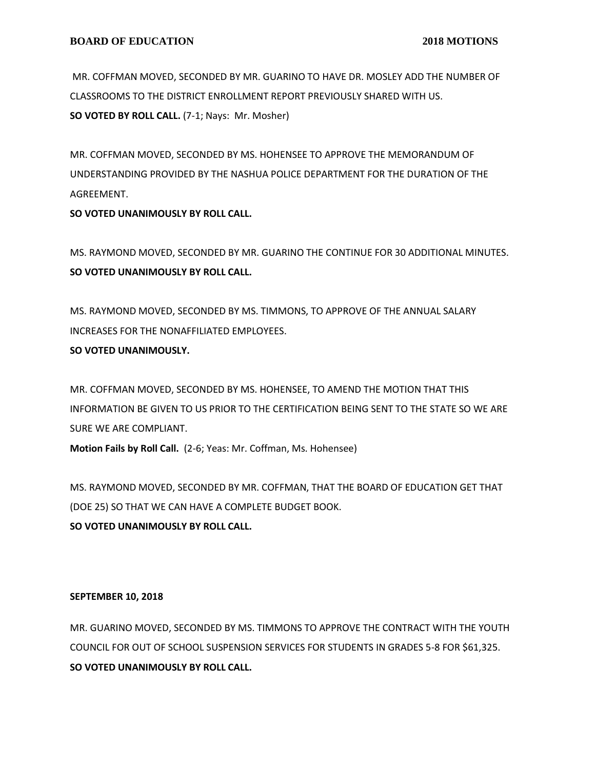MR. COFFMAN MOVED, SECONDED BY MR. GUARINO TO HAVE DR. MOSLEY ADD THE NUMBER OF CLASSROOMS TO THE DISTRICT ENROLLMENT REPORT PREVIOUSLY SHARED WITH US.
**SO VOTED BY ROLL CALL.** (7-1; Nays: Mr. Mosher)

MR. COFFMAN MOVED, SECONDED BY MS. HOHENSEE TO APPROVE THE MEMORANDUM OF UNDERSTANDING PROVIDED BY THE NASHUA POLICE DEPARTMENT FOR THE DURATION OF THE AGREEMENT.
**SO VOTED UNANIMOUSLY BY ROLL CALL.**

MS. RAYMOND MOVED, SECONDED BY MR. GUARINO THE CONTINUE FOR 30 ADDITIONAL MINUTES.
**SO VOTED UNANIMOUSLY BY ROLL CALL.**

MS. RAYMOND MOVED, SECONDED BY MS. TIMMONS, TO APPROVE OF THE ANNUAL SALARY INCREASES FOR THE NONAFFILIATED EMPLOYEES.
**SO VOTED UNANIMOUSLY.**

MR. COFFMAN MOVED, SECONDED BY MS. HOHENSEE, TO AMEND THE MOTION THAT THIS INFORMATION BE GIVEN TO US PRIOR TO THE CERTIFICATION BEING SENT TO THE STATE SO WE ARE SURE WE ARE COMPLIANT.
**Motion Fails by Roll Call.** (2-6; Yeas: Mr. Coffman, Ms. Hohensee)

MS. RAYMOND MOVED, SECONDED BY MR. COFFMAN, THAT THE BOARD OF EDUCATION GET THAT (DOE 25) SO THAT WE CAN HAVE A COMPLETE BUDGET BOOK.
**SO VOTED UNANIMOUSLY BY ROLL CALL.**

**SEPTEMBER 10, 2018**

MR. GUARINO MOVED, SECONDED BY MS. TIMMONS TO APPROVE THE CONTRACT WITH THE YOUTH COUNCIL FOR OUT OF SCHOOL SUSPENSION SERVICES FOR STUDENTS IN GRADES 5-8 FOR $61,325.
**SO VOTED UNANIMOUSLY BY ROLL CALL.**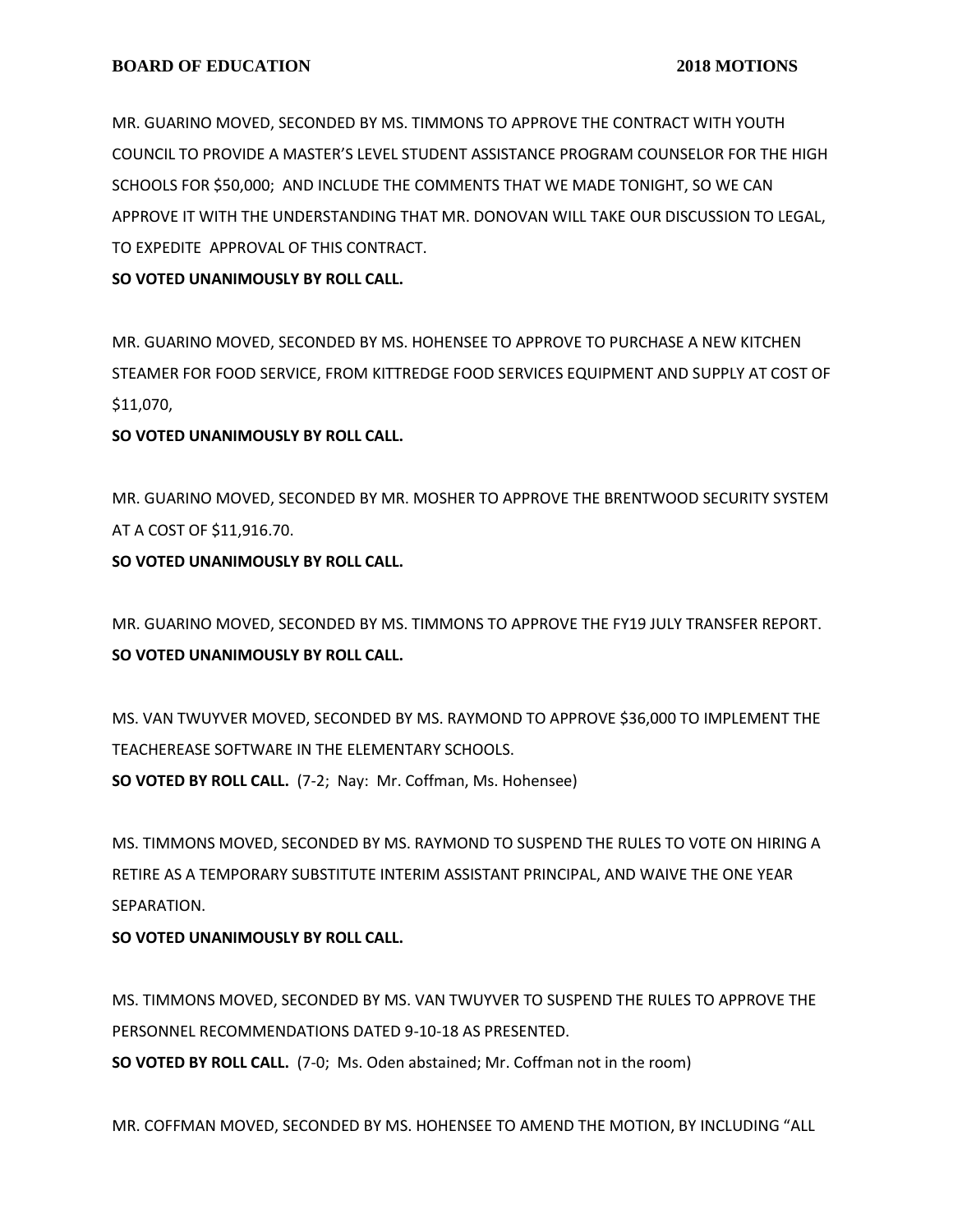MR. GUARINO MOVED, SECONDED BY MS. TIMMONS TO APPROVE THE CONTRACT WITH YOUTH COUNCIL TO PROVIDE A MASTER'S LEVEL STUDENT ASSISTANCE PROGRAM COUNSELOR FOR THE HIGH SCHOOLS FOR $50,000; AND INCLUDE THE COMMENTS THAT WE MADE TONIGHT, SO WE CAN APPROVE IT WITH THE UNDERSTANDING THAT MR. DONOVAN WILL TAKE OUR DISCUSSION TO LEGAL, TO EXPEDITE APPROVAL OF THIS CONTRACT.

**SO VOTED UNANIMOUSLY BY ROLL CALL.**

MR. GUARINO MOVED, SECONDED BY MS. HOHENSEE TO APPROVE TO PURCHASE A NEW KITCHEN STEAMER FOR FOOD SERVICE, FROM KITTREDGE FOOD SERVICES EQUIPMENT AND SUPPLY AT COST OF $11,070,

**SO VOTED UNANIMOUSLY BY ROLL CALL.**

MR. GUARINO MOVED, SECONDED BY MR. MOSHER TO APPROVE THE BRENTWOOD SECURITY SYSTEM AT A COST OF $11,916.70.

**SO VOTED UNANIMOUSLY BY ROLL CALL.**

MR. GUARINO MOVED, SECONDED BY MS. TIMMONS TO APPROVE THE FY19 JULY TRANSFER REPORT.

**SO VOTED UNANIMOUSLY BY ROLL CALL.**

MS. VAN TWUYVER MOVED, SECONDED BY MS. RAYMOND TO APPROVE $36,000 TO IMPLEMENT THE TEACHEREASE SOFTWARE IN THE ELEMENTARY SCHOOLS.

**SO VOTED BY ROLL CALL.** (7-2; Nay: Mr. Coffman, Ms. Hohensee)

MS. TIMMONS MOVED, SECONDED BY MS. RAYMOND TO SUSPEND THE RULES TO VOTE ON HIRING A RETIRE AS A TEMPORARY SUBSTITUTE INTERIM ASSISTANT PRINCIPAL, AND WAIVE THE ONE YEAR SEPARATION.

**SO VOTED UNANIMOUSLY BY ROLL CALL.**

MS. TIMMONS MOVED, SECONDED BY MS. VAN TWUYVER TO SUSPEND THE RULES TO APPROVE THE PERSONNEL RECOMMENDATIONS DATED 9-10-18 AS PRESENTED.

**SO VOTED BY ROLL CALL.** (7-0; Ms. Oden abstained; Mr. Coffman not in the room)

MR. COFFMAN MOVED, SECONDED BY MS. HOHENSEE TO AMEND THE MOTION, BY INCLUDING "ALL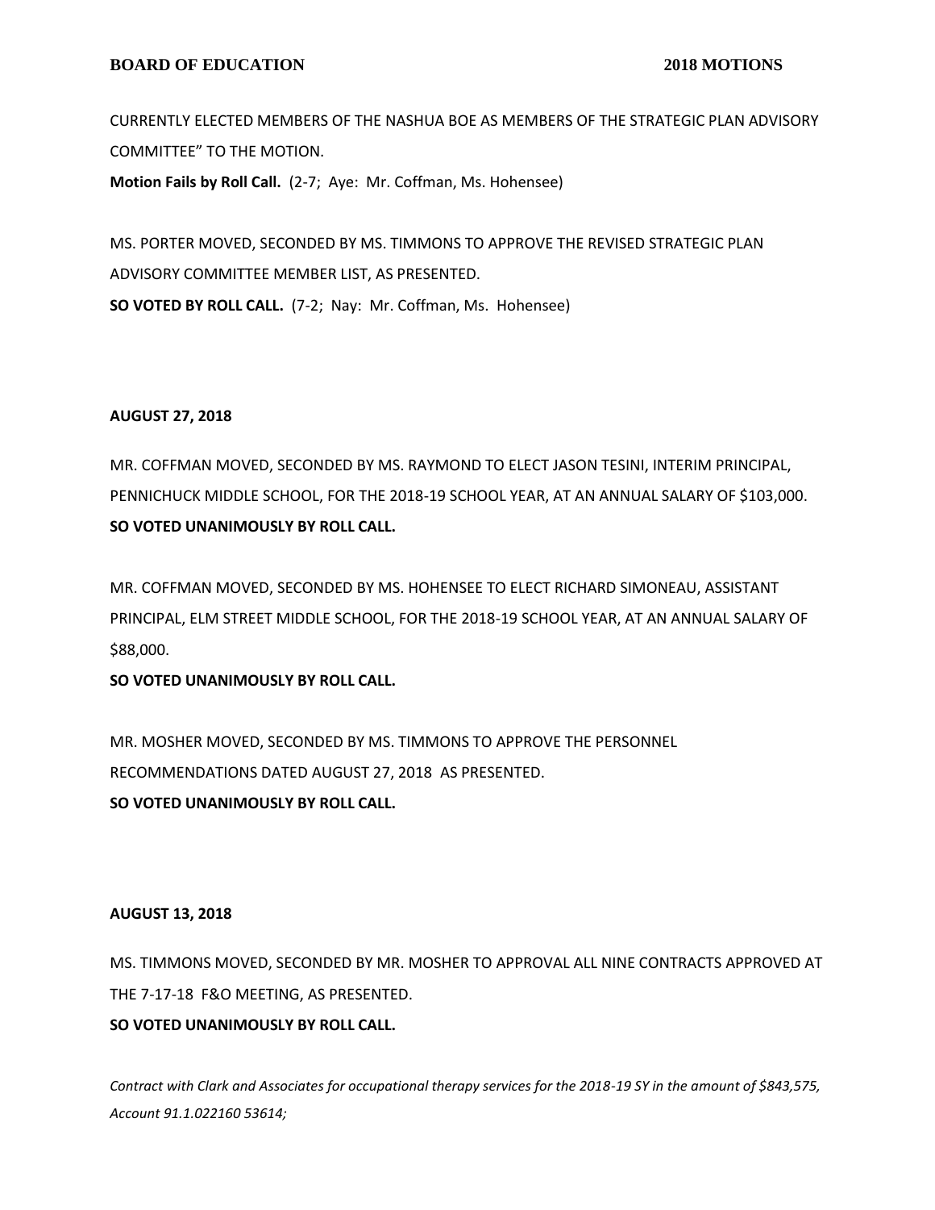CURRENTLY ELECTED MEMBERS OF THE NASHUA BOE AS MEMBERS OF THE STRATEGIC PLAN ADVISORY COMMITTEE" TO THE MOTION.

**Motion Fails by Roll Call.** (2-7; Aye: Mr. Coffman, Ms. Hohensee)

MS. PORTER MOVED, SECONDED BY MS. TIMMONS TO APPROVE THE REVISED STRATEGIC PLAN ADVISORY COMMITTEE MEMBER LIST, AS PRESENTED.

**SO VOTED BY ROLL CALL.** (7-2; Nay: Mr. Coffman, Ms. Hohensee)

**AUGUST 27, 2018**

MR. COFFMAN MOVED, SECONDED BY MS. RAYMOND TO ELECT JASON TESINI, INTERIM PRINCIPAL, PENNICHUCK MIDDLE SCHOOL, FOR THE 2018-19 SCHOOL YEAR, AT AN ANNUAL SALARY OF $103,000.

**SO VOTED UNANIMOUSLY BY ROLL CALL.**

MR. COFFMAN MOVED, SECONDED BY MS. HOHENSEE TO ELECT RICHARD SIMONEAU, ASSISTANT PRINCIPAL, ELM STREET MIDDLE SCHOOL, FOR THE 2018-19 SCHOOL YEAR, AT AN ANNUAL SALARY OF $88,000.

**SO VOTED UNANIMOUSLY BY ROLL CALL.**

MR. MOSHER MOVED, SECONDED BY MS. TIMMONS TO APPROVE THE PERSONNEL RECOMMENDATIONS DATED AUGUST 27, 2018 AS PRESENTED.

**SO VOTED UNANIMOUSLY BY ROLL CALL.**

**AUGUST 13, 2018**

MS. TIMMONS MOVED, SECONDED BY MR. MOSHER TO APPROVAL ALL NINE CONTRACTS APPROVED AT THE 7-17-18 F&O MEETING, AS PRESENTED.

**SO VOTED UNANIMOUSLY BY ROLL CALL.**

*Contract with Clark and Associates for occupational therapy services for the 2018-19 SY in the amount of $843,575, Account 91.1.022160 53614;*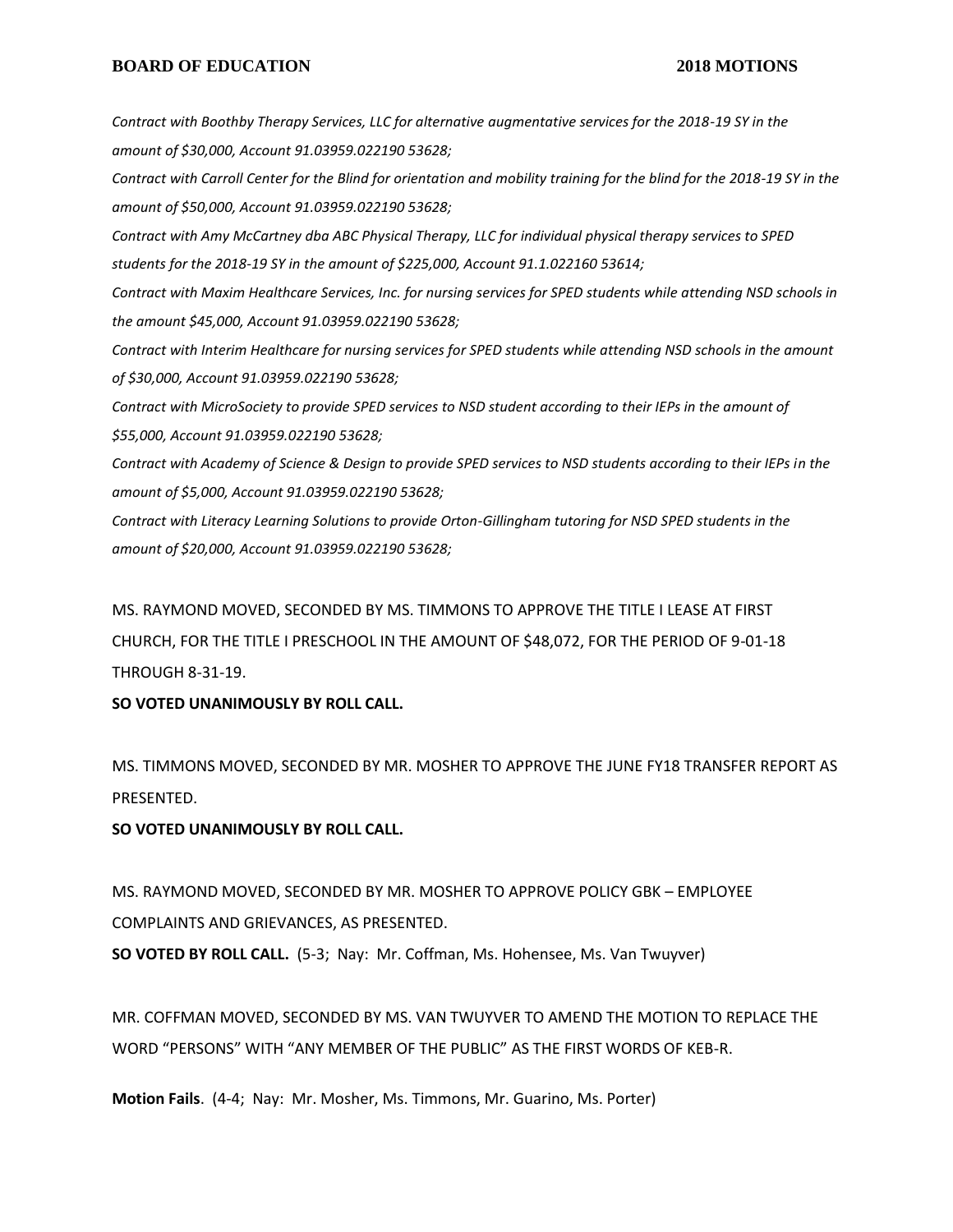*Contract with Boothby Therapy Services, LLC for alternative augmentative services for the 2018-19 SY in the amount of $30,000, Account 91.03959.022190 53628;*

*Contract with Carroll Center for the Blind for orientation and mobility training for the blind for the 2018-19 SY in the amount of $50,000, Account 91.03959.022190 53628;*

*Contract with Amy McCartney dba ABC Physical Therapy, LLC for individual physical therapy services to SPED students for the 2018-19 SY in the amount of $225,000, Account 91.1.022160 53614;*

*Contract with Maxim Healthcare Services, Inc. for nursing services for SPED students while attending NSD schools in the amount $45,000, Account 91.03959.022190 53628;*

*Contract with Interim Healthcare for nursing services for SPED students while attending NSD schools in the amount of $30,000, Account 91.03959.022190 53628;*

*Contract with MicroSociety to provide SPED services to NSD student according to their IEPs in the amount of $55,000, Account 91.03959.022190 53628;*

*Contract with Academy of Science & Design to provide SPED services to NSD students according to their IEPs in the amount of $5,000, Account 91.03959.022190 53628;*

*Contract with Literacy Learning Solutions to provide Orton-Gillingham tutoring for NSD SPED students in the amount of $20,000, Account 91.03959.022190 53628;*

MS. RAYMOND MOVED, SECONDED BY MS. TIMMONS TO APPROVE THE TITLE I LEASE AT FIRST CHURCH, FOR THE TITLE I PRESCHOOL IN THE AMOUNT OF $48,072, FOR THE PERIOD OF 9-01-18 THROUGH 8-31-19.

**SO VOTED UNANIMOUSLY BY ROLL CALL.**

MS. TIMMONS MOVED, SECONDED BY MR. MOSHER TO APPROVE THE JUNE FY18 TRANSFER REPORT AS PRESENTED.

**SO VOTED UNANIMOUSLY BY ROLL CALL.**

MS. RAYMOND MOVED, SECONDED BY MR. MOSHER TO APPROVE POLICY GBK – EMPLOYEE COMPLAINTS AND GRIEVANCES, AS PRESENTED.

**SO VOTED BY ROLL CALL.** (5-3; Nay: Mr. Coffman, Ms. Hohensee, Ms. Van Twuyver)

MR. COFFMAN MOVED, SECONDED BY MS. VAN TWUYVER TO AMEND THE MOTION TO REPLACE THE WORD "PERSONS" WITH "ANY MEMBER OF THE PUBLIC" AS THE FIRST WORDS OF KEB-R.

**Motion Fails**. (4-4; Nay: Mr. Mosher, Ms. Timmons, Mr. Guarino, Ms. Porter)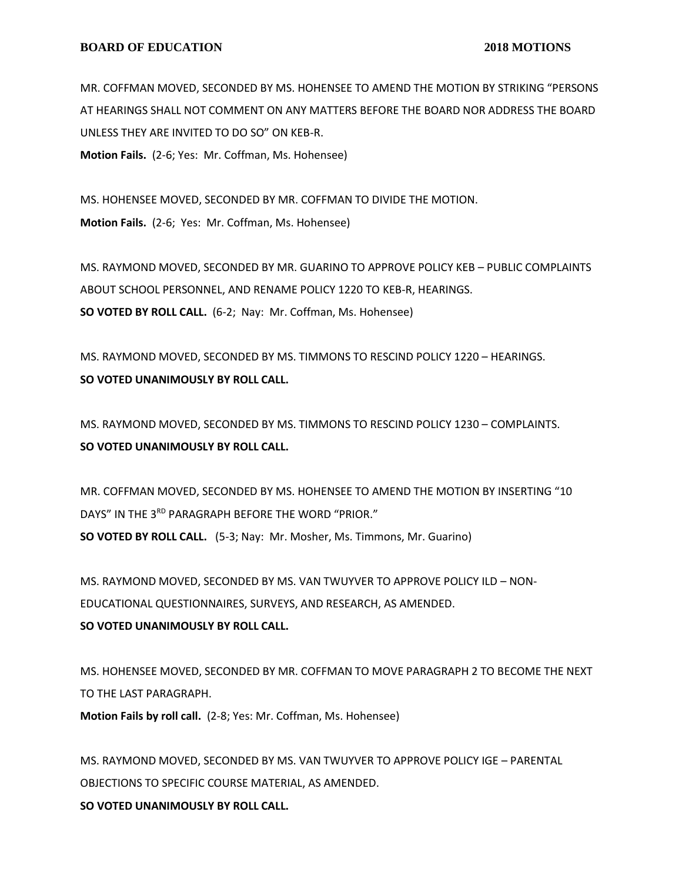MR. COFFMAN MOVED, SECONDED BY MS. HOHENSEE TO AMEND THE MOTION BY STRIKING "PERSONS AT HEARINGS SHALL NOT COMMENT ON ANY MATTERS BEFORE THE BOARD NOR ADDRESS THE BOARD UNLESS THEY ARE INVITED TO DO SO" ON KEB-R.
**Motion Fails.** (2-6; Yes: Mr. Coffman, Ms. Hohensee)

MS. HOHENSEE MOVED, SECONDED BY MR. COFFMAN TO DIVIDE THE MOTION.
**Motion Fails.** (2-6; Yes: Mr. Coffman, Ms. Hohensee)

MS. RAYMOND MOVED, SECONDED BY MR. GUARINO TO APPROVE POLICY KEB – PUBLIC COMPLAINTS ABOUT SCHOOL PERSONNEL, AND RENAME POLICY 1220 TO KEB-R, HEARINGS.
**SO VOTED BY ROLL CALL.** (6-2; Nay: Mr. Coffman, Ms. Hohensee)

MS. RAYMOND MOVED, SECONDED BY MS. TIMMONS TO RESCIND POLICY 1220 – HEARINGS.
**SO VOTED UNANIMOUSLY BY ROLL CALL.**

MS. RAYMOND MOVED, SECONDED BY MS. TIMMONS TO RESCIND POLICY 1230 – COMPLAINTS.
**SO VOTED UNANIMOUSLY BY ROLL CALL.**

MR. COFFMAN MOVED, SECONDED BY MS. HOHENSEE TO AMEND THE MOTION BY INSERTING "10 DAYS" IN THE 3RD PARAGRAPH BEFORE THE WORD "PRIOR."
**SO VOTED BY ROLL CALL.** (5-3; Nay: Mr. Mosher, Ms. Timmons, Mr. Guarino)

MS. RAYMOND MOVED, SECONDED BY MS. VAN TWUYVER TO APPROVE POLICY ILD – NON-EDUCATIONAL QUESTIONNAIRES, SURVEYS, AND RESEARCH, AS AMENDED.
**SO VOTED UNANIMOUSLY BY ROLL CALL.**

MS. HOHENSEE MOVED, SECONDED BY MR. COFFMAN TO MOVE PARAGRAPH 2 TO BECOME THE NEXT TO THE LAST PARAGRAPH.
**Motion Fails by roll call.** (2-8; Yes: Mr. Coffman, Ms. Hohensee)

MS. RAYMOND MOVED, SECONDED BY MS. VAN TWUYVER TO APPROVE POLICY IGE – PARENTAL OBJECTIONS TO SPECIFIC COURSE MATERIAL, AS AMENDED.
**SO VOTED UNANIMOUSLY BY ROLL CALL.**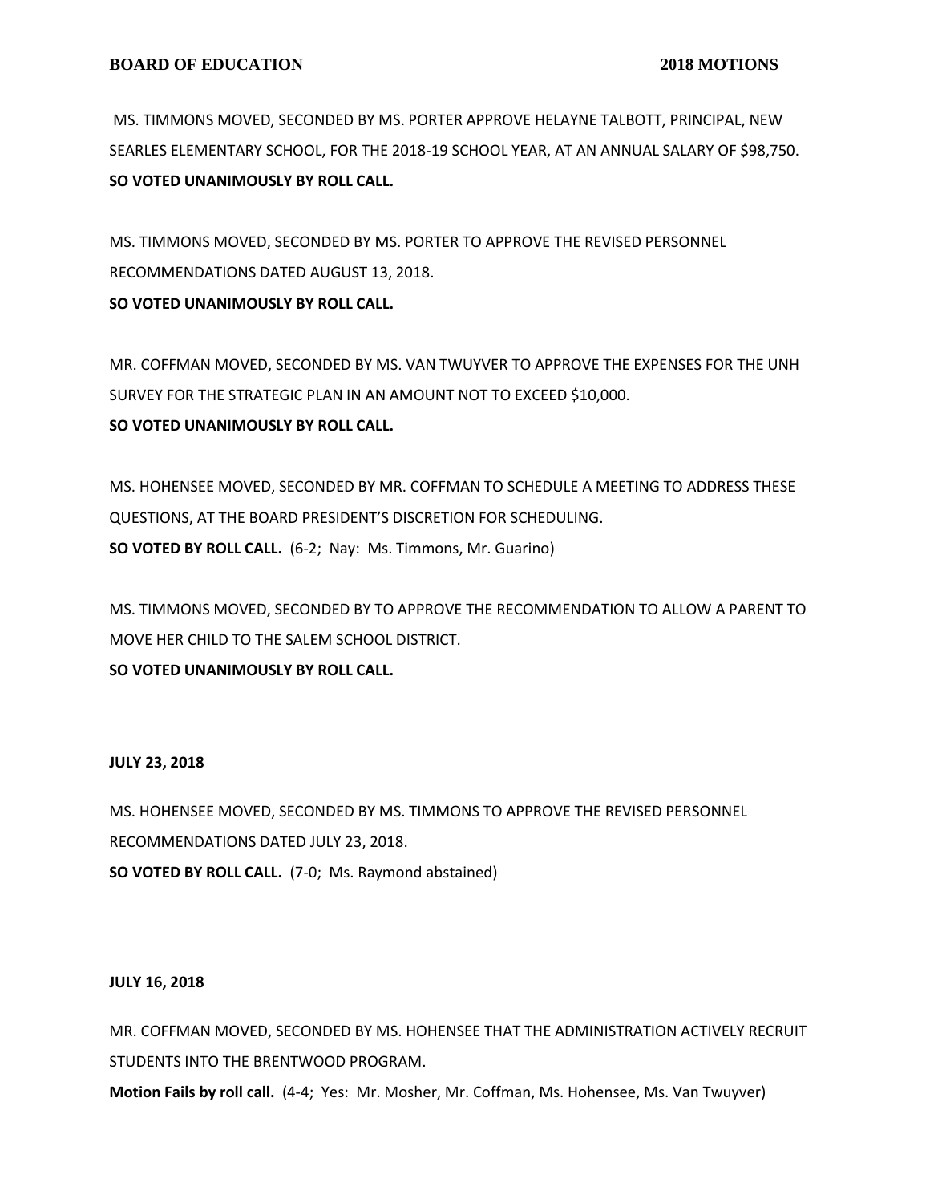MS. TIMMONS MOVED, SECONDED BY MS. PORTER APPROVE HELAYNE TALBOTT, PRINCIPAL, NEW SEARLES ELEMENTARY SCHOOL, FOR THE 2018-19 SCHOOL YEAR, AT AN ANNUAL SALARY OF $98,750.
**SO VOTED UNANIMOUSLY BY ROLL CALL.**

MS. TIMMONS MOVED, SECONDED BY MS. PORTER TO APPROVE THE REVISED PERSONNEL RECOMMENDATIONS DATED AUGUST 13, 2018.
**SO VOTED UNANIMOUSLY BY ROLL CALL.**

MR. COFFMAN MOVED, SECONDED BY MS. VAN TWUYVER TO APPROVE THE EXPENSES FOR THE UNH SURVEY FOR THE STRATEGIC PLAN IN AN AMOUNT NOT TO EXCEED $10,000.
**SO VOTED UNANIMOUSLY BY ROLL CALL.**

MS. HOHENSEE MOVED, SECONDED BY MR. COFFMAN TO SCHEDULE A MEETING TO ADDRESS THESE QUESTIONS, AT THE BOARD PRESIDENT'S DISCRETION FOR SCHEDULING.
**SO VOTED BY ROLL CALL.** (6-2; Nay: Ms. Timmons, Mr. Guarino)

MS. TIMMONS MOVED, SECONDED BY TO APPROVE THE RECOMMENDATION TO ALLOW A PARENT TO MOVE HER CHILD TO THE SALEM SCHOOL DISTRICT.
**SO VOTED UNANIMOUSLY BY ROLL CALL.**

**JULY 23, 2018**

MS. HOHENSEE MOVED, SECONDED BY MS. TIMMONS TO APPROVE THE REVISED PERSONNEL RECOMMENDATIONS DATED JULY 23, 2018.
**SO VOTED BY ROLL CALL.** (7-0; Ms. Raymond abstained)

**JULY 16, 2018**

MR. COFFMAN MOVED, SECONDED BY MS. HOHENSEE THAT THE ADMINISTRATION ACTIVELY RECRUIT STUDENTS INTO THE BRENTWOOD PROGRAM.
**Motion Fails by roll call.** (4-4; Yes: Mr. Mosher, Mr. Coffman, Ms. Hohensee, Ms. Van Twuyver)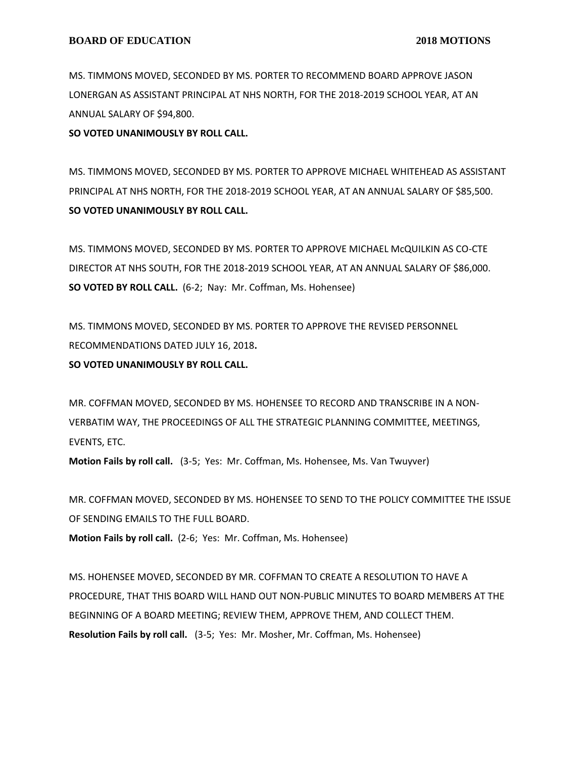MS. TIMMONS MOVED, SECONDED BY MS. PORTER TO RECOMMEND BOARD APPROVE JASON LONERGAN AS ASSISTANT PRINCIPAL AT NHS NORTH, FOR THE 2018-2019 SCHOOL YEAR, AT AN ANNUAL SALARY OF $94,800.
**SO VOTED UNANIMOUSLY BY ROLL CALL.**

MS. TIMMONS MOVED, SECONDED BY MS. PORTER TO APPROVE MICHAEL WHITEHEAD AS ASSISTANT PRINCIPAL AT NHS NORTH, FOR THE 2018-2019 SCHOOL YEAR, AT AN ANNUAL SALARY OF $85,500.
**SO VOTED UNANIMOUSLY BY ROLL CALL.**

MS. TIMMONS MOVED, SECONDED BY MS. PORTER TO APPROVE MICHAEL McQUILKIN AS CO-CTE DIRECTOR AT NHS SOUTH, FOR THE 2018-2019 SCHOOL YEAR, AT AN ANNUAL SALARY OF $86,000.
**SO VOTED BY ROLL CALL.** (6-2; Nay: Mr. Coffman, Ms. Hohensee)

MS. TIMMONS MOVED, SECONDED BY MS. PORTER TO APPROVE THE REVISED PERSONNEL RECOMMENDATIONS DATED JULY 16, 2018**.**
**SO VOTED UNANIMOUSLY BY ROLL CALL.**

MR. COFFMAN MOVED, SECONDED BY MS. HOHENSEE TO RECORD AND TRANSCRIBE IN A NON-VERBATIM WAY, THE PROCEEDINGS OF ALL THE STRATEGIC PLANNING COMMITTEE, MEETINGS, EVENTS, ETC.
**Motion Fails by roll call.** (3-5; Yes: Mr. Coffman, Ms. Hohensee, Ms. Van Twuyver)

MR. COFFMAN MOVED, SECONDED BY MS. HOHENSEE TO SEND TO THE POLICY COMMITTEE THE ISSUE OF SENDING EMAILS TO THE FULL BOARD.
**Motion Fails by roll call.** (2-6; Yes: Mr. Coffman, Ms. Hohensee)

MS. HOHENSEE MOVED, SECONDED BY MR. COFFMAN TO CREATE A RESOLUTION TO HAVE A PROCEDURE, THAT THIS BOARD WILL HAND OUT NON-PUBLIC MINUTES TO BOARD MEMBERS AT THE BEGINNING OF A BOARD MEETING; REVIEW THEM, APPROVE THEM, AND COLLECT THEM.
**Resolution Fails by roll call.** (3-5; Yes: Mr. Mosher, Mr. Coffman, Ms. Hohensee)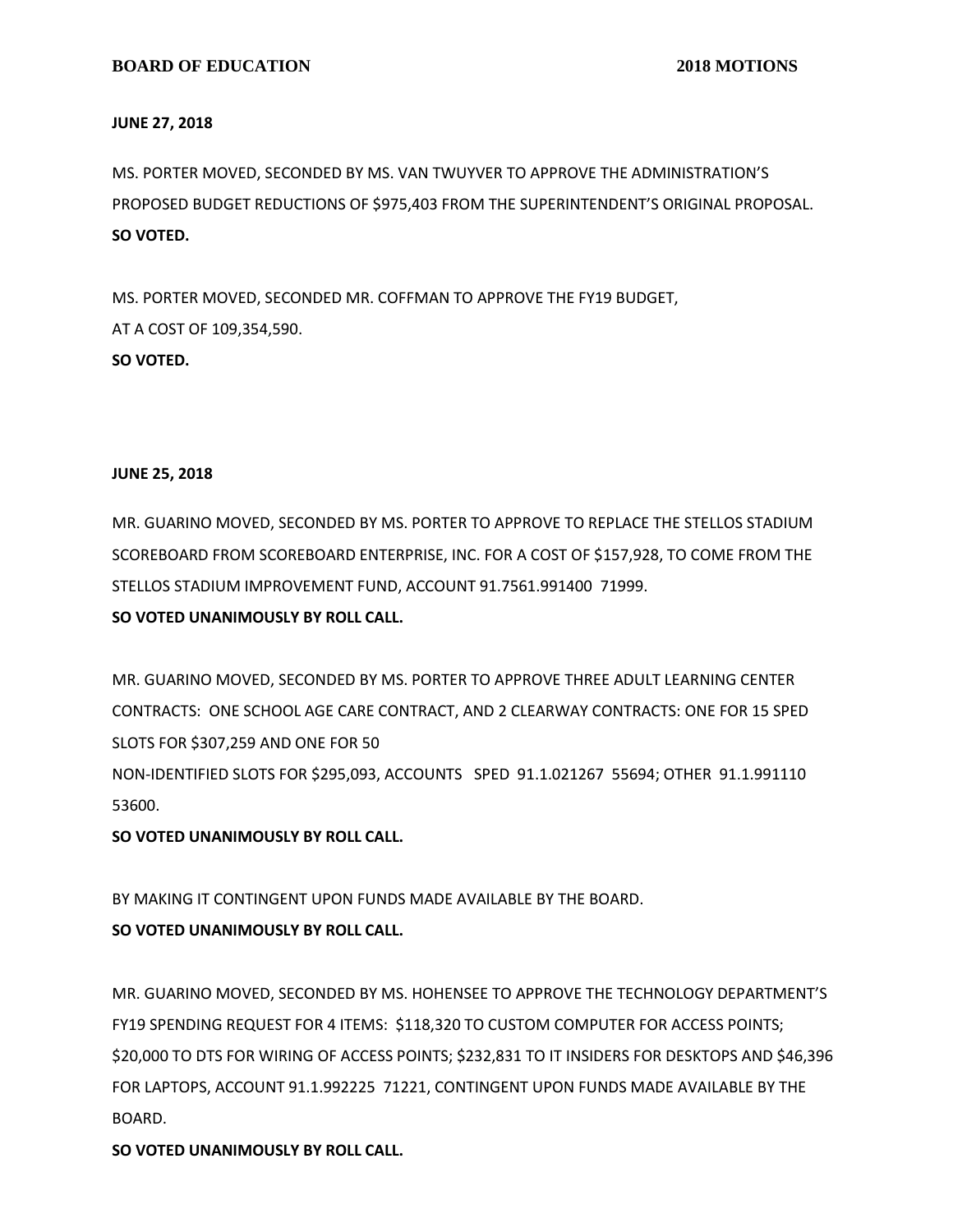**JUNE 27, 2018**

MS. PORTER MOVED, SECONDED BY MS. VAN TWUYVER TO APPROVE THE ADMINISTRATION'S PROPOSED BUDGET REDUCTIONS OF $975,403 FROM THE SUPERINTENDENT'S ORIGINAL PROPOSAL.
**SO VOTED.**

MS. PORTER MOVED, SECONDED MR. COFFMAN TO APPROVE THE FY19 BUDGET, AT A COST OF 109,354,590.
**SO VOTED.**

**JUNE 25, 2018**

MR. GUARINO MOVED, SECONDED BY MS. PORTER TO APPROVE TO REPLACE THE STELLOS STADIUM SCOREBOARD FROM SCOREBOARD ENTERPRISE, INC. FOR A COST OF $157,928, TO COME FROM THE STELLOS STADIUM IMPROVEMENT FUND, ACCOUNT 91.7561.991400 71999.
**SO VOTED UNANIMOUSLY BY ROLL CALL.**

MR. GUARINO MOVED, SECONDED BY MS. PORTER TO APPROVE THREE ADULT LEARNING CENTER CONTRACTS: ONE SCHOOL AGE CARE CONTRACT, AND 2 CLEARWAY CONTRACTS: ONE FOR 15 SPED SLOTS FOR $307,259 AND ONE FOR 50
NON-IDENTIFIED SLOTS FOR $295,093, ACCOUNTS SPED 91.1.021267 55694; OTHER 91.1.991110 53600.
**SO VOTED UNANIMOUSLY BY ROLL CALL.**

BY MAKING IT CONTINGENT UPON FUNDS MADE AVAILABLE BY THE BOARD.
**SO VOTED UNANIMOUSLY BY ROLL CALL.**

MR. GUARINO MOVED, SECONDED BY MS. HOHENSEE TO APPROVE THE TECHNOLOGY DEPARTMENT'S FY19 SPENDING REQUEST FOR 4 ITEMS: $118,320 TO CUSTOM COMPUTER FOR ACCESS POINTS; $20,000 TO DTS FOR WIRING OF ACCESS POINTS; $232,831 TO IT INSIDERS FOR DESKTOPS AND $46,396 FOR LAPTOPS, ACCOUNT 91.1.992225 71221, CONTINGENT UPON FUNDS MADE AVAILABLE BY THE BOARD.
**SO VOTED UNANIMOUSLY BY ROLL CALL.**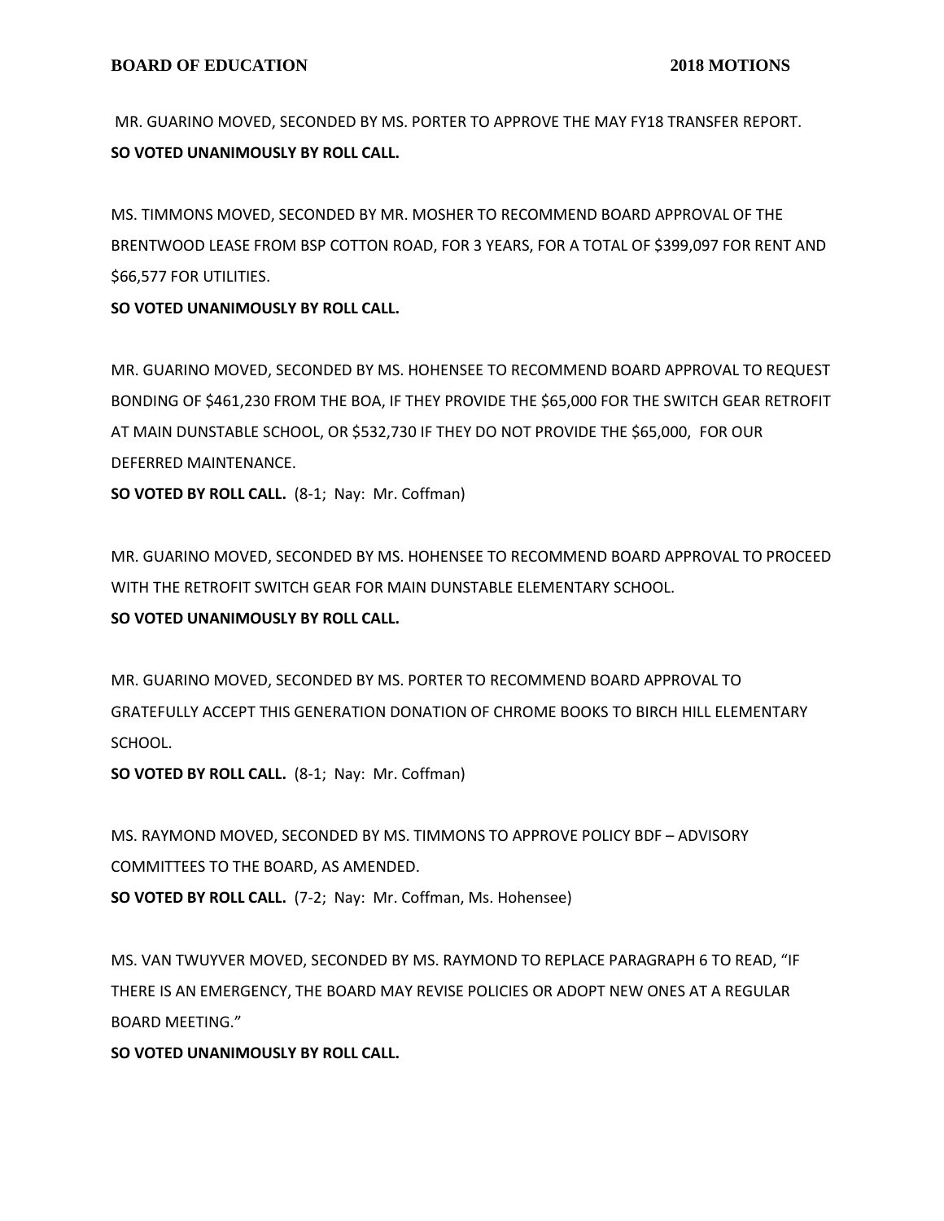MR. GUARINO MOVED, SECONDED BY MS. PORTER TO APPROVE THE MAY FY18 TRANSFER REPORT.
**SO VOTED UNANIMOUSLY BY ROLL CALL.**

MS. TIMMONS MOVED, SECONDED BY MR. MOSHER TO RECOMMEND BOARD APPROVAL OF THE BRENTWOOD LEASE FROM BSP COTTON ROAD, FOR 3 YEARS, FOR A TOTAL OF $399,097 FOR RENT AND $66,577 FOR UTILITIES.
**SO VOTED UNANIMOUSLY BY ROLL CALL.**

MR. GUARINO MOVED, SECONDED BY MS. HOHENSEE TO RECOMMEND BOARD APPROVAL TO REQUEST BONDING OF $461,230 FROM THE BOA, IF THEY PROVIDE THE $65,000 FOR THE SWITCH GEAR RETROFIT AT MAIN DUNSTABLE SCHOOL, OR $532,730 IF THEY DO NOT PROVIDE THE $65,000, FOR OUR DEFERRED MAINTENANCE.
**SO VOTED BY ROLL CALL.** (8-1; Nay: Mr. Coffman)

MR. GUARINO MOVED, SECONDED BY MS. HOHENSEE TO RECOMMEND BOARD APPROVAL TO PROCEED WITH THE RETROFIT SWITCH GEAR FOR MAIN DUNSTABLE ELEMENTARY SCHOOL.
**SO VOTED UNANIMOUSLY BY ROLL CALL.**

MR. GUARINO MOVED, SECONDED BY MS. PORTER TO RECOMMEND BOARD APPROVAL TO GRATEFULLY ACCEPT THIS GENERATION DONATION OF CHROME BOOKS TO BIRCH HILL ELEMENTARY SCHOOL.
**SO VOTED BY ROLL CALL.** (8-1; Nay: Mr. Coffman)

MS. RAYMOND MOVED, SECONDED BY MS. TIMMONS TO APPROVE POLICY BDF – ADVISORY COMMITTEES TO THE BOARD, AS AMENDED.
**SO VOTED BY ROLL CALL.** (7-2; Nay: Mr. Coffman, Ms. Hohensee)

MS. VAN TWUYVER MOVED, SECONDED BY MS. RAYMOND TO REPLACE PARAGRAPH 6 TO READ, "IF THERE IS AN EMERGENCY, THE BOARD MAY REVISE POLICIES OR ADOPT NEW ONES AT A REGULAR BOARD MEETING."
**SO VOTED UNANIMOUSLY BY ROLL CALL.**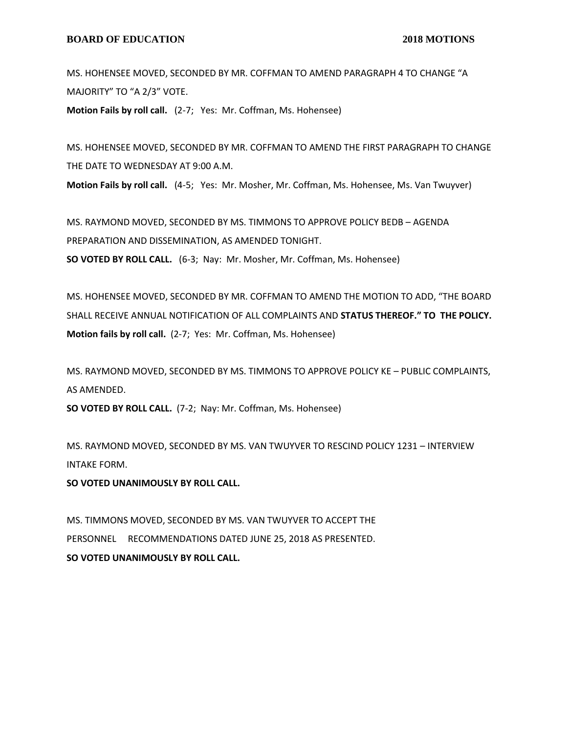MS. HOHENSEE MOVED, SECONDED BY MR. COFFMAN TO AMEND PARAGRAPH 4 TO CHANGE "A MAJORITY" TO "A 2/3" VOTE.

**Motion Fails by roll call.** (2-7; Yes: Mr. Coffman, Ms. Hohensee)

MS. HOHENSEE MOVED, SECONDED BY MR. COFFMAN TO AMEND THE FIRST PARAGRAPH TO CHANGE THE DATE TO WEDNESDAY AT 9:00 A.M.

**Motion Fails by roll call.** (4-5; Yes: Mr. Mosher, Mr. Coffman, Ms. Hohensee, Ms. Van Twuyver)

MS. RAYMOND MOVED, SECONDED BY MS. TIMMONS TO APPROVE POLICY BEDB – AGENDA PREPARATION AND DISSEMINATION, AS AMENDED TONIGHT.

**SO VOTED BY ROLL CALL.** (6-3; Nay: Mr. Mosher, Mr. Coffman, Ms. Hohensee)

MS. HOHENSEE MOVED, SECONDED BY MR. COFFMAN TO AMEND THE MOTION TO ADD, "THE BOARD SHALL RECEIVE ANNUAL NOTIFICATION OF ALL COMPLAINTS AND **STATUS THEREOF." TO THE POLICY.**

**Motion fails by roll call.** (2-7; Yes: Mr. Coffman, Ms. Hohensee)

MS. RAYMOND MOVED, SECONDED BY MS. TIMMONS TO APPROVE POLICY KE – PUBLIC COMPLAINTS, AS AMENDED.

**SO VOTED BY ROLL CALL.** (7-2; Nay: Mr. Coffman, Ms. Hohensee)

MS. RAYMOND MOVED, SECONDED BY MS. VAN TWUYVER TO RESCIND POLICY 1231 – INTERVIEW INTAKE FORM.

**SO VOTED UNANIMOUSLY BY ROLL CALL.**

MS. TIMMONS MOVED, SECONDED BY MS. VAN TWUYVER TO ACCEPT THE PERSONNEL RECOMMENDATIONS DATED JUNE 25, 2018 AS PRESENTED.

**SO VOTED UNANIMOUSLY BY ROLL CALL.**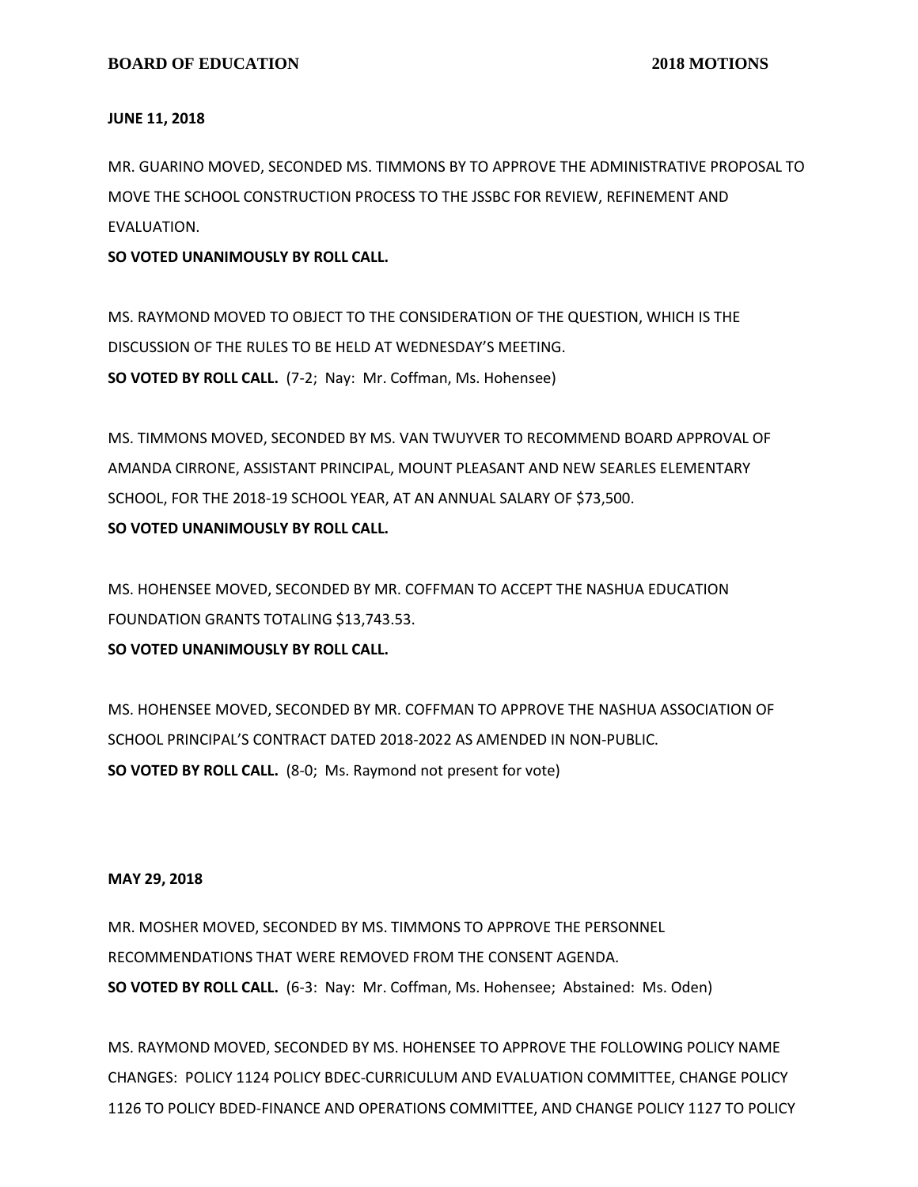**JUNE 11, 2018**

MR. GUARINO MOVED, SECONDED MS. TIMMONS BY TO APPROVE THE ADMINISTRATIVE PROPOSAL TO MOVE THE SCHOOL CONSTRUCTION PROCESS TO THE JSSBC FOR REVIEW, REFINEMENT AND EVALUATION.
**SO VOTED UNANIMOUSLY BY ROLL CALL.**

MS. RAYMOND MOVED TO OBJECT TO THE CONSIDERATION OF THE QUESTION, WHICH IS THE DISCUSSION OF THE RULES TO BE HELD AT WEDNESDAY'S MEETING.
**SO VOTED BY ROLL CALL.** (7-2; Nay: Mr. Coffman, Ms. Hohensee)

MS. TIMMONS MOVED, SECONDED BY MS. VAN TWUYVER TO RECOMMEND BOARD APPROVAL OF AMANDA CIRRONE, ASSISTANT PRINCIPAL, MOUNT PLEASANT AND NEW SEARLES ELEMENTARY SCHOOL, FOR THE 2018-19 SCHOOL YEAR, AT AN ANNUAL SALARY OF $73,500.
**SO VOTED UNANIMOUSLY BY ROLL CALL.**

MS. HOHENSEE MOVED, SECONDED BY MR. COFFMAN TO ACCEPT THE NASHUA EDUCATION FOUNDATION GRANTS TOTALING $13,743.53.
**SO VOTED UNANIMOUSLY BY ROLL CALL.**

MS. HOHENSEE MOVED, SECONDED BY MR. COFFMAN TO APPROVE THE NASHUA ASSOCIATION OF SCHOOL PRINCIPAL'S CONTRACT DATED 2018-2022 AS AMENDED IN NON-PUBLIC.
**SO VOTED BY ROLL CALL.** (8-0; Ms. Raymond not present for vote)

**MAY 29, 2018**

MR. MOSHER MOVED, SECONDED BY MS. TIMMONS TO APPROVE THE PERSONNEL RECOMMENDATIONS THAT WERE REMOVED FROM THE CONSENT AGENDA.
**SO VOTED BY ROLL CALL.** (6-3: Nay: Mr. Coffman, Ms. Hohensee; Abstained: Ms. Oden)

MS. RAYMOND MOVED, SECONDED BY MS. HOHENSEE TO APPROVE THE FOLLOWING POLICY NAME CHANGES: POLICY 1124 POLICY BDEC-CURRICULUM AND EVALUATION COMMITTEE, CHANGE POLICY 1126 TO POLICY BDED-FINANCE AND OPERATIONS COMMITTEE, AND CHANGE POLICY 1127 TO POLICY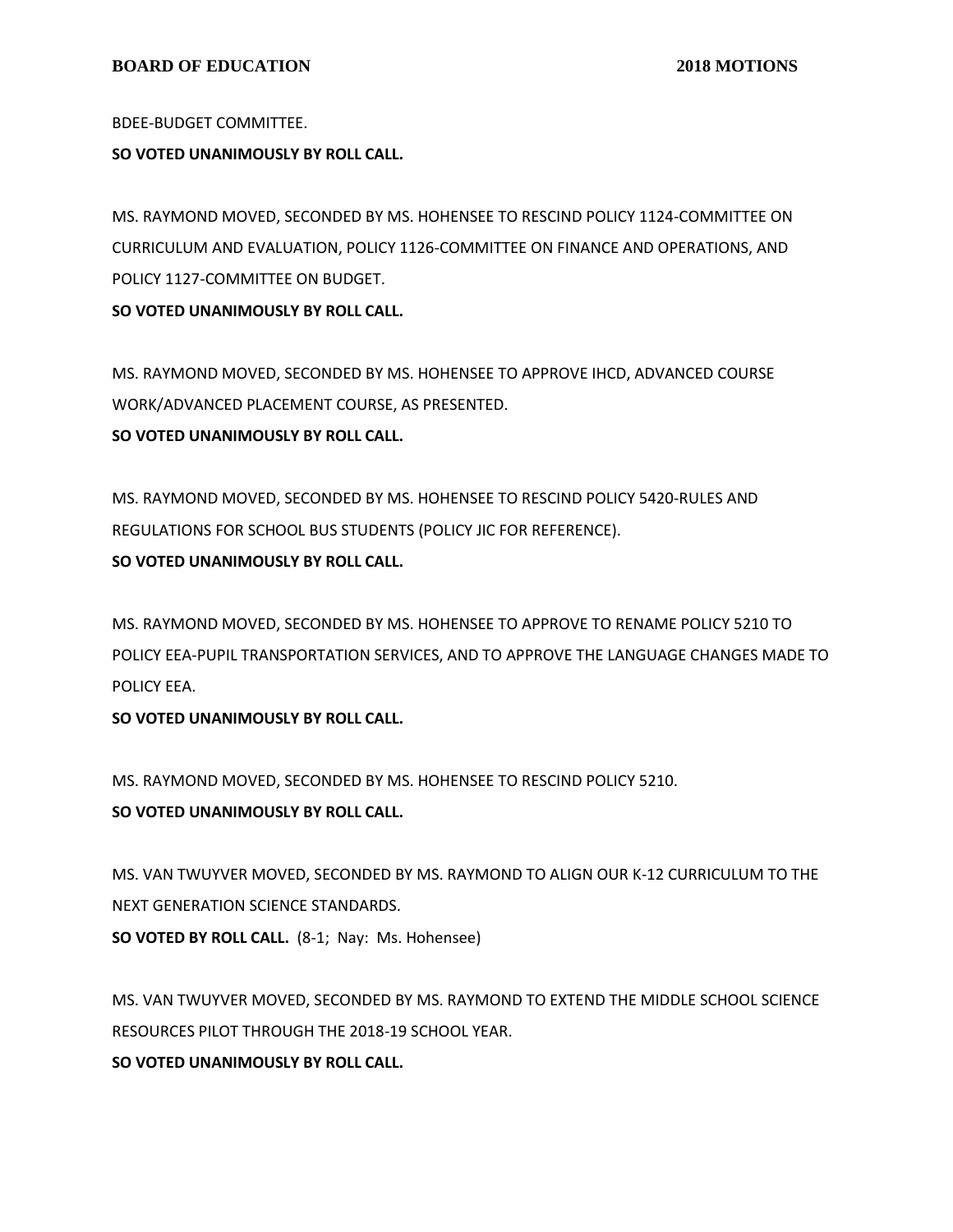BDEE-BUDGET COMMITTEE.

**SO VOTED UNANIMOUSLY BY ROLL CALL.**

MS. RAYMOND MOVED, SECONDED BY MS. HOHENSEE TO RESCIND POLICY 1124-COMMITTEE ON CURRICULUM AND EVALUATION, POLICY 1126-COMMITTEE ON FINANCE AND OPERATIONS, AND POLICY 1127-COMMITTEE ON BUDGET.

**SO VOTED UNANIMOUSLY BY ROLL CALL.**

MS. RAYMOND MOVED, SECONDED BY MS. HOHENSEE TO APPROVE IHCD, ADVANCED COURSE WORK/ADVANCED PLACEMENT COURSE, AS PRESENTED.

**SO VOTED UNANIMOUSLY BY ROLL CALL.**

MS. RAYMOND MOVED, SECONDED BY MS. HOHENSEE TO RESCIND POLICY 5420-RULES AND REGULATIONS FOR SCHOOL BUS STUDENTS (POLICY JIC FOR REFERENCE).

**SO VOTED UNANIMOUSLY BY ROLL CALL.**

MS. RAYMOND MOVED, SECONDED BY MS. HOHENSEE TO APPROVE TO RENAME POLICY 5210 TO POLICY EEA-PUPIL TRANSPORTATION SERVICES, AND TO APPROVE THE LANGUAGE CHANGES MADE TO POLICY EEA.

**SO VOTED UNANIMOUSLY BY ROLL CALL.**

MS. RAYMOND MOVED, SECONDED BY MS. HOHENSEE TO RESCIND POLICY 5210.

**SO VOTED UNANIMOUSLY BY ROLL CALL.**

MS. VAN TWUYVER MOVED, SECONDED BY MS. RAYMOND TO ALIGN OUR K-12 CURRICULUM TO THE NEXT GENERATION SCIENCE STANDARDS.

**SO VOTED BY ROLL CALL.** (8-1; Nay: Ms. Hohensee)

MS. VAN TWUYVER MOVED, SECONDED BY MS. RAYMOND TO EXTEND THE MIDDLE SCHOOL SCIENCE RESOURCES PILOT THROUGH THE 2018-19 SCHOOL YEAR.

**SO VOTED UNANIMOUSLY BY ROLL CALL.**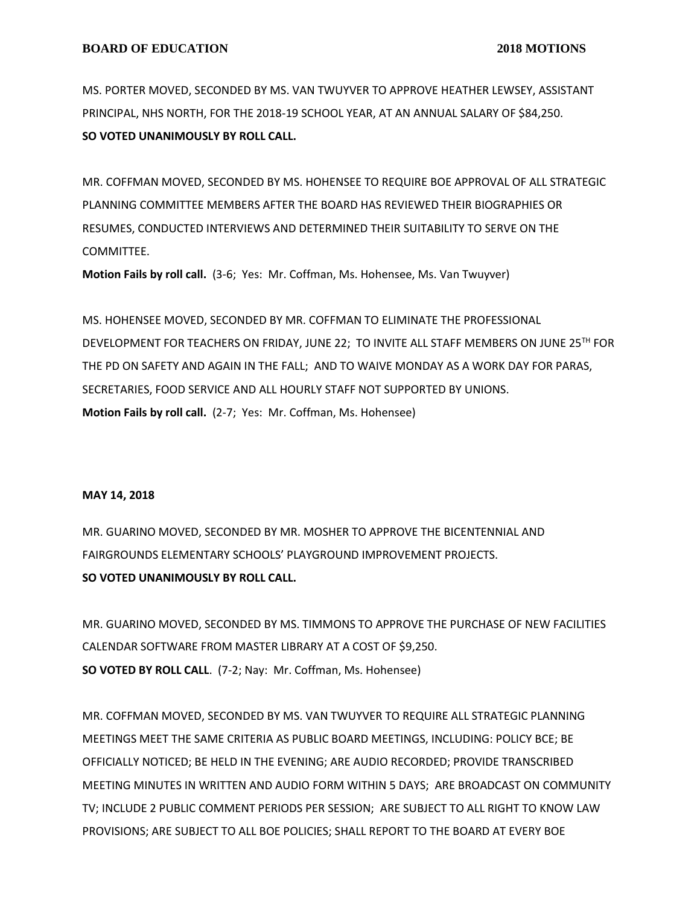MS. PORTER MOVED, SECONDED BY MS. VAN TWUYVER TO APPROVE HEATHER LEWSEY, ASSISTANT PRINCIPAL, NHS NORTH, FOR THE 2018-19 SCHOOL YEAR, AT AN ANNUAL SALARY OF $84,250.
**SO VOTED UNANIMOUSLY BY ROLL CALL.**

MR. COFFMAN MOVED, SECONDED BY MS. HOHENSEE TO REQUIRE BOE APPROVAL OF ALL STRATEGIC PLANNING COMMITTEE MEMBERS AFTER THE BOARD HAS REVIEWED THEIR BIOGRAPHIES OR RESUMES, CONDUCTED INTERVIEWS AND DETERMINED THEIR SUITABILITY TO SERVE ON THE COMMITTEE.
**Motion Fails by roll call.** (3-6; Yes: Mr. Coffman, Ms. Hohensee, Ms. Van Twuyver)

MS. HOHENSEE MOVED, SECONDED BY MR. COFFMAN TO ELIMINATE THE PROFESSIONAL DEVELOPMENT FOR TEACHERS ON FRIDAY, JUNE 22; TO INVITE ALL STAFF MEMBERS ON JUNE 25TH FOR THE PD ON SAFETY AND AGAIN IN THE FALL; AND TO WAIVE MONDAY AS A WORK DAY FOR PARAS, SECRETARIES, FOOD SERVICE AND ALL HOURLY STAFF NOT SUPPORTED BY UNIONS.
**Motion Fails by roll call.** (2-7; Yes: Mr. Coffman, Ms. Hohensee)

**MAY 14, 2018**

MR. GUARINO MOVED, SECONDED BY MR. MOSHER TO APPROVE THE BICENTENNIAL AND FAIRGROUNDS ELEMENTARY SCHOOLS' PLAYGROUND IMPROVEMENT PROJECTS.
**SO VOTED UNANIMOUSLY BY ROLL CALL.**

MR. GUARINO MOVED, SECONDED BY MS. TIMMONS TO APPROVE THE PURCHASE OF NEW FACILITIES CALENDAR SOFTWARE FROM MASTER LIBRARY AT A COST OF $9,250.
**SO VOTED BY ROLL CALL**. (7-2; Nay: Mr. Coffman, Ms. Hohensee)

MR. COFFMAN MOVED, SECONDED BY MS. VAN TWUYVER TO REQUIRE ALL STRATEGIC PLANNING MEETINGS MEET THE SAME CRITERIA AS PUBLIC BOARD MEETINGS, INCLUDING: POLICY BCE; BE OFFICIALLY NOTICED; BE HELD IN THE EVENING; ARE AUDIO RECORDED; PROVIDE TRANSCRIBED MEETING MINUTES IN WRITTEN AND AUDIO FORM WITHIN 5 DAYS; ARE BROADCAST ON COMMUNITY TV; INCLUDE 2 PUBLIC COMMENT PERIODS PER SESSION; ARE SUBJECT TO ALL RIGHT TO KNOW LAW PROVISIONS; ARE SUBJECT TO ALL BOE POLICIES; SHALL REPORT TO THE BOARD AT EVERY BOE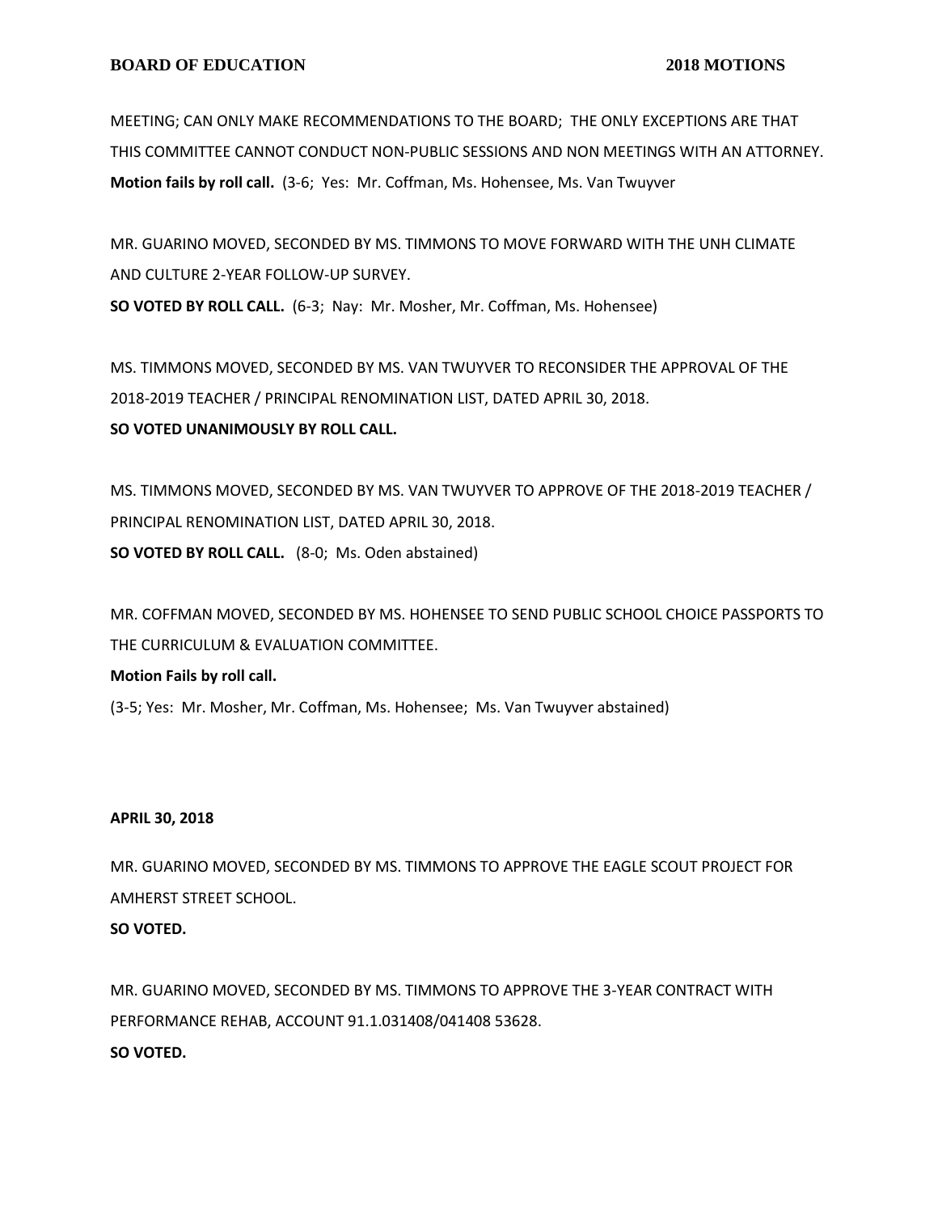MEETING; CAN ONLY MAKE RECOMMENDATIONS TO THE BOARD; THE ONLY EXCEPTIONS ARE THAT THIS COMMITTEE CANNOT CONDUCT NON-PUBLIC SESSIONS AND NON MEETINGS WITH AN ATTORNEY.
**Motion fails by roll call.** (3-6; Yes: Mr. Coffman, Ms. Hohensee, Ms. Van Twuyver

MR. GUARINO MOVED, SECONDED BY MS. TIMMONS TO MOVE FORWARD WITH THE UNH CLIMATE AND CULTURE 2-YEAR FOLLOW-UP SURVEY.
**SO VOTED BY ROLL CALL.** (6-3; Nay: Mr. Mosher, Mr. Coffman, Ms. Hohensee)

MS. TIMMONS MOVED, SECONDED BY MS. VAN TWUYVER TO RECONSIDER THE APPROVAL OF THE 2018-2019 TEACHER / PRINCIPAL RENOMINATION LIST, DATED APRIL 30, 2018.
**SO VOTED UNANIMOUSLY BY ROLL CALL.**

MS. TIMMONS MOVED, SECONDED BY MS. VAN TWUYVER TO APPROVE OF THE 2018-2019 TEACHER / PRINCIPAL RENOMINATION LIST, DATED APRIL 30, 2018.
**SO VOTED BY ROLL CALL.** (8-0; Ms. Oden abstained)

MR. COFFMAN MOVED, SECONDED BY MS. HOHENSEE TO SEND PUBLIC SCHOOL CHOICE PASSPORTS TO THE CURRICULUM & EVALUATION COMMITTEE.
**Motion Fails by roll call.**
(3-5; Yes: Mr. Mosher, Mr. Coffman, Ms. Hohensee; Ms. Van Twuyver abstained)

**APRIL 30, 2018**

MR. GUARINO MOVED, SECONDED BY MS. TIMMONS TO APPROVE THE EAGLE SCOUT PROJECT FOR AMHERST STREET SCHOOL.
**SO VOTED.**

MR. GUARINO MOVED, SECONDED BY MS. TIMMONS TO APPROVE THE 3-YEAR CONTRACT WITH PERFORMANCE REHAB, ACCOUNT 91.1.031408/041408 53628.
**SO VOTED.**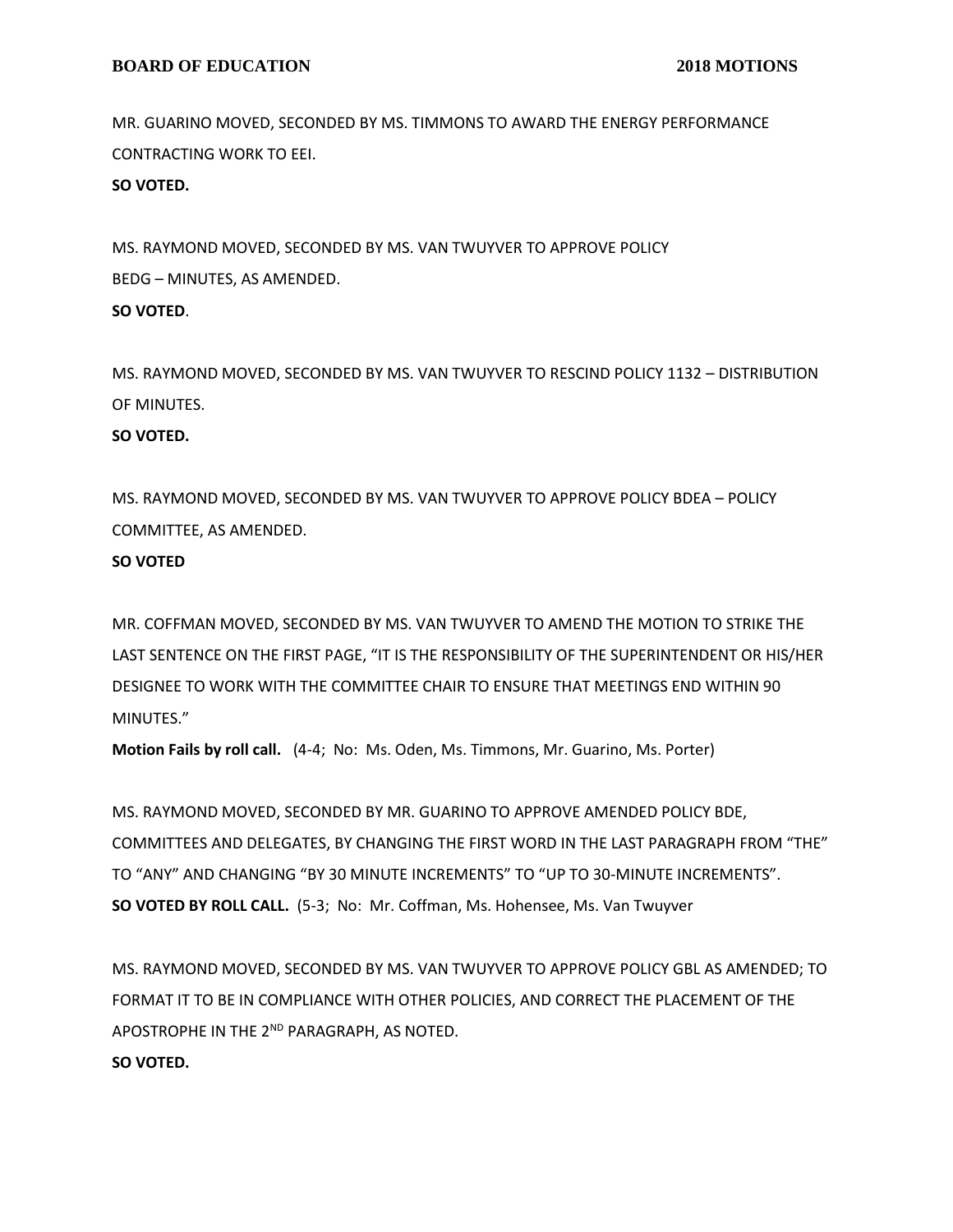MR. GUARINO MOVED, SECONDED BY MS. TIMMONS TO AWARD THE ENERGY PERFORMANCE CONTRACTING WORK TO EEI.

**SO VOTED.**

MS. RAYMOND MOVED, SECONDED BY MS. VAN TWUYVER TO APPROVE POLICY BEDG – MINUTES, AS AMENDED.

**SO VOTED**.

MS. RAYMOND MOVED, SECONDED BY MS. VAN TWUYVER TO RESCIND POLICY 1132 – DISTRIBUTION OF MINUTES.

**SO VOTED.**

MS. RAYMOND MOVED, SECONDED BY MS. VAN TWUYVER TO APPROVE POLICY BDEA – POLICY COMMITTEE, AS AMENDED.

**SO VOTED**

MR. COFFMAN MOVED, SECONDED BY MS. VAN TWUYVER TO AMEND THE MOTION TO STRIKE THE LAST SENTENCE ON THE FIRST PAGE, "IT IS THE RESPONSIBILITY OF THE SUPERINTENDENT OR HIS/HER DESIGNEE TO WORK WITH THE COMMITTEE CHAIR TO ENSURE THAT MEETINGS END WITHIN 90 MINUTES."

**Motion Fails by roll call.** (4-4; No: Ms. Oden, Ms. Timmons, Mr. Guarino, Ms. Porter)

MS. RAYMOND MOVED, SECONDED BY MR. GUARINO TO APPROVE AMENDED POLICY BDE, COMMITTEES AND DELEGATES, BY CHANGING THE FIRST WORD IN THE LAST PARAGRAPH FROM "THE" TO "ANY" AND CHANGING "BY 30 MINUTE INCREMENTS" TO "UP TO 30-MINUTE INCREMENTS".

**SO VOTED BY ROLL CALL.** (5-3; No: Mr. Coffman, Ms. Hohensee, Ms. Van Twuyver

MS. RAYMOND MOVED, SECONDED BY MS. VAN TWUYVER TO APPROVE POLICY GBL AS AMENDED; TO FORMAT IT TO BE IN COMPLIANCE WITH OTHER POLICIES, AND CORRECT THE PLACEMENT OF THE APOSTROPHE IN THE 2ND PARAGRAPH, AS NOTED.

**SO VOTED.**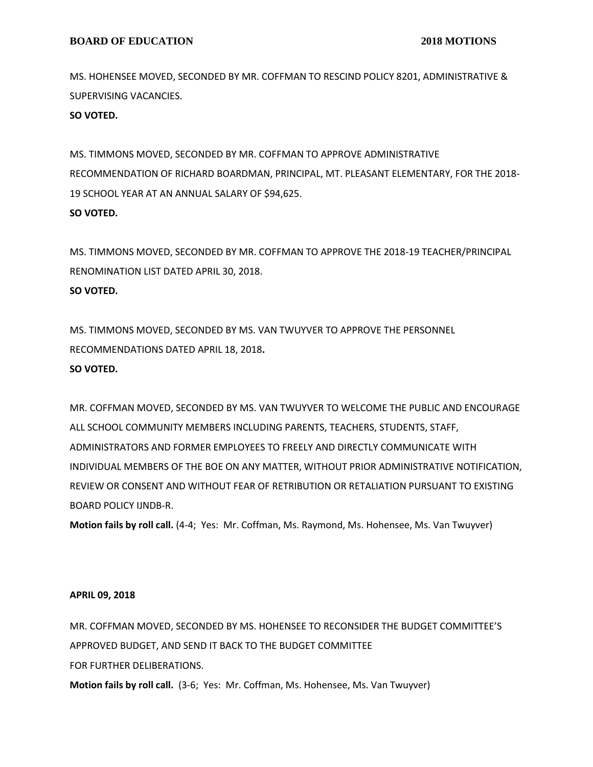MS. HOHENSEE MOVED, SECONDED BY MR. COFFMAN TO RESCIND POLICY 8201, ADMINISTRATIVE & SUPERVISING VACANCIES.

**SO VOTED.**

MS. TIMMONS MOVED, SECONDED BY MR. COFFMAN TO APPROVE ADMINISTRATIVE RECOMMENDATION OF RICHARD BOARDMAN, PRINCIPAL, MT. PLEASANT ELEMENTARY, FOR THE 2018-19 SCHOOL YEAR AT AN ANNUAL SALARY OF $94,625.

**SO VOTED.**

MS. TIMMONS MOVED, SECONDED BY MR. COFFMAN TO APPROVE THE 2018-19 TEACHER/PRINCIPAL RENOMINATION LIST DATED APRIL 30, 2018.

**SO VOTED.**

MS. TIMMONS MOVED, SECONDED BY MS. VAN TWUYVER TO APPROVE THE PERSONNEL RECOMMENDATIONS DATED APRIL 18, 2018**.**

**SO VOTED.**

MR. COFFMAN MOVED, SECONDED BY MS. VAN TWUYVER TO WELCOME THE PUBLIC AND ENCOURAGE ALL SCHOOL COMMUNITY MEMBERS INCLUDING PARENTS, TEACHERS, STUDENTS, STAFF, ADMINISTRATORS AND FORMER EMPLOYEES TO FREELY AND DIRECTLY COMMUNICATE WITH INDIVIDUAL MEMBERS OF THE BOE ON ANY MATTER, WITHOUT PRIOR ADMINISTRATIVE NOTIFICATION, REVIEW OR CONSENT AND WITHOUT FEAR OF RETRIBUTION OR RETALIATION PURSUANT TO EXISTING BOARD POLICY IJNDB-R.

**Motion fails by roll call.** (4-4; Yes: Mr. Coffman, Ms. Raymond, Ms. Hohensee, Ms. Van Twuyver)

**APRIL 09, 2018**

MR. COFFMAN MOVED, SECONDED BY MS. HOHENSEE TO RECONSIDER THE BUDGET COMMITTEE'S APPROVED BUDGET, AND SEND IT BACK TO THE BUDGET COMMITTEE FOR FURTHER DELIBERATIONS.

**Motion fails by roll call.** (3-6; Yes: Mr. Coffman, Ms. Hohensee, Ms. Van Twuyver)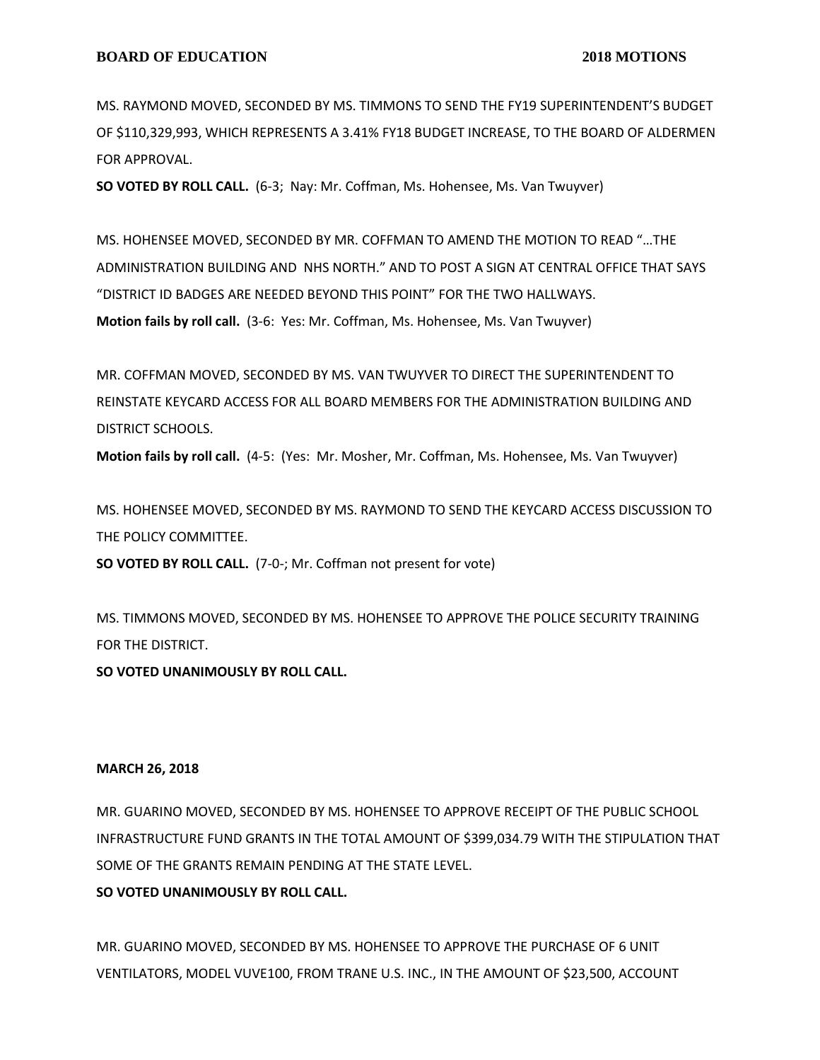MS. RAYMOND MOVED, SECONDED BY MS. TIMMONS TO SEND THE FY19 SUPERINTENDENT'S BUDGET OF $110,329,993, WHICH REPRESENTS A 3.41% FY18 BUDGET INCREASE, TO THE BOARD OF ALDERMEN FOR APPROVAL.

**SO VOTED BY ROLL CALL.** (6-3; Nay: Mr. Coffman, Ms. Hohensee, Ms. Van Twuyver)

MS. HOHENSEE MOVED, SECONDED BY MR. COFFMAN TO AMEND THE MOTION TO READ "…THE ADMINISTRATION BUILDING AND NHS NORTH." AND TO POST A SIGN AT CENTRAL OFFICE THAT SAYS "DISTRICT ID BADGES ARE NEEDED BEYOND THIS POINT" FOR THE TWO HALLWAYS.

**Motion fails by roll call.** (3-6: Yes: Mr. Coffman, Ms. Hohensee, Ms. Van Twuyver)

MR. COFFMAN MOVED, SECONDED BY MS. VAN TWUYVER TO DIRECT THE SUPERINTENDENT TO REINSTATE KEYCARD ACCESS FOR ALL BOARD MEMBERS FOR THE ADMINISTRATION BUILDING AND DISTRICT SCHOOLS.

**Motion fails by roll call.** (4-5: (Yes: Mr. Mosher, Mr. Coffman, Ms. Hohensee, Ms. Van Twuyver)

MS. HOHENSEE MOVED, SECONDED BY MS. RAYMOND TO SEND THE KEYCARD ACCESS DISCUSSION TO THE POLICY COMMITTEE.

**SO VOTED BY ROLL CALL.** (7-0-; Mr. Coffman not present for vote)

MS. TIMMONS MOVED, SECONDED BY MS. HOHENSEE TO APPROVE THE POLICE SECURITY TRAINING FOR THE DISTRICT.

**SO VOTED UNANIMOUSLY BY ROLL CALL.**

**MARCH 26, 2018**

MR. GUARINO MOVED, SECONDED BY MS. HOHENSEE TO APPROVE RECEIPT OF THE PUBLIC SCHOOL INFRASTRUCTURE FUND GRANTS IN THE TOTAL AMOUNT OF $399,034.79 WITH THE STIPULATION THAT SOME OF THE GRANTS REMAIN PENDING AT THE STATE LEVEL.

**SO VOTED UNANIMOUSLY BY ROLL CALL.**

MR. GUARINO MOVED, SECONDED BY MS. HOHENSEE TO APPROVE THE PURCHASE OF 6 UNIT VENTILATORS, MODEL VUVE100, FROM TRANE U.S. INC., IN THE AMOUNT OF $23,500, ACCOUNT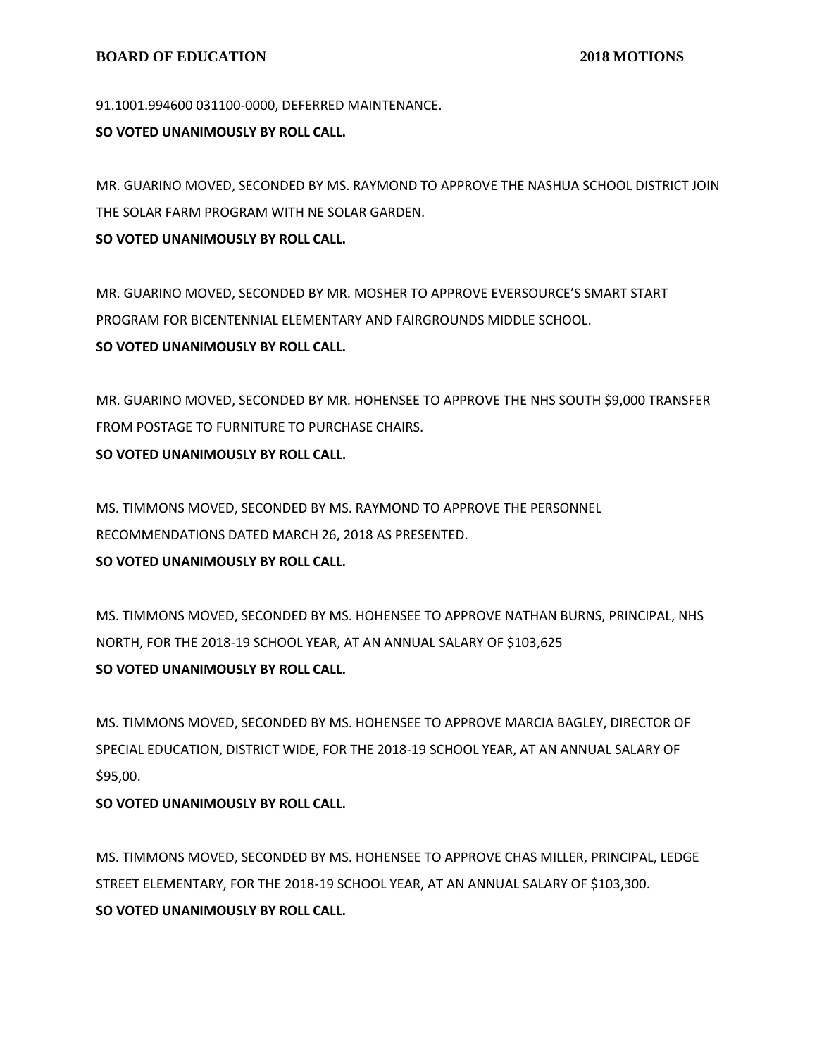91.1001.994600 031100-0000, DEFERRED MAINTENANCE.

**SO VOTED UNANIMOUSLY BY ROLL CALL.**

MR. GUARINO MOVED, SECONDED BY MS. RAYMOND TO APPROVE THE NASHUA SCHOOL DISTRICT JOIN THE SOLAR FARM PROGRAM WITH NE SOLAR GARDEN.

**SO VOTED UNANIMOUSLY BY ROLL CALL.**

MR. GUARINO MOVED, SECONDED BY MR. MOSHER TO APPROVE EVERSOURCE'S SMART START PROGRAM FOR BICENTENNIAL ELEMENTARY AND FAIRGROUNDS MIDDLE SCHOOL.

**SO VOTED UNANIMOUSLY BY ROLL CALL.**

MR. GUARINO MOVED, SECONDED BY MR. HOHENSEE TO APPROVE THE NHS SOUTH $9,000 TRANSFER FROM POSTAGE TO FURNITURE TO PURCHASE CHAIRS.

**SO VOTED UNANIMOUSLY BY ROLL CALL.**

MS. TIMMONS MOVED, SECONDED BY MS. RAYMOND TO APPROVE THE PERSONNEL RECOMMENDATIONS DATED MARCH 26, 2018 AS PRESENTED.

**SO VOTED UNANIMOUSLY BY ROLL CALL.**

MS. TIMMONS MOVED, SECONDED BY MS. HOHENSEE TO APPROVE NATHAN BURNS, PRINCIPAL, NHS NORTH, FOR THE 2018-19 SCHOOL YEAR, AT AN ANNUAL SALARY OF $103,625

**SO VOTED UNANIMOUSLY BY ROLL CALL.**

MS. TIMMONS MOVED, SECONDED BY MS. HOHENSEE TO APPROVE MARCIA BAGLEY, DIRECTOR OF SPECIAL EDUCATION, DISTRICT WIDE, FOR THE 2018-19 SCHOOL YEAR, AT AN ANNUAL SALARY OF $95,00.

**SO VOTED UNANIMOUSLY BY ROLL CALL.**

MS. TIMMONS MOVED, SECONDED BY MS. HOHENSEE TO APPROVE CHAS MILLER, PRINCIPAL, LEDGE STREET ELEMENTARY, FOR THE 2018-19 SCHOOL YEAR, AT AN ANNUAL SALARY OF $103,300.

**SO VOTED UNANIMOUSLY BY ROLL CALL.**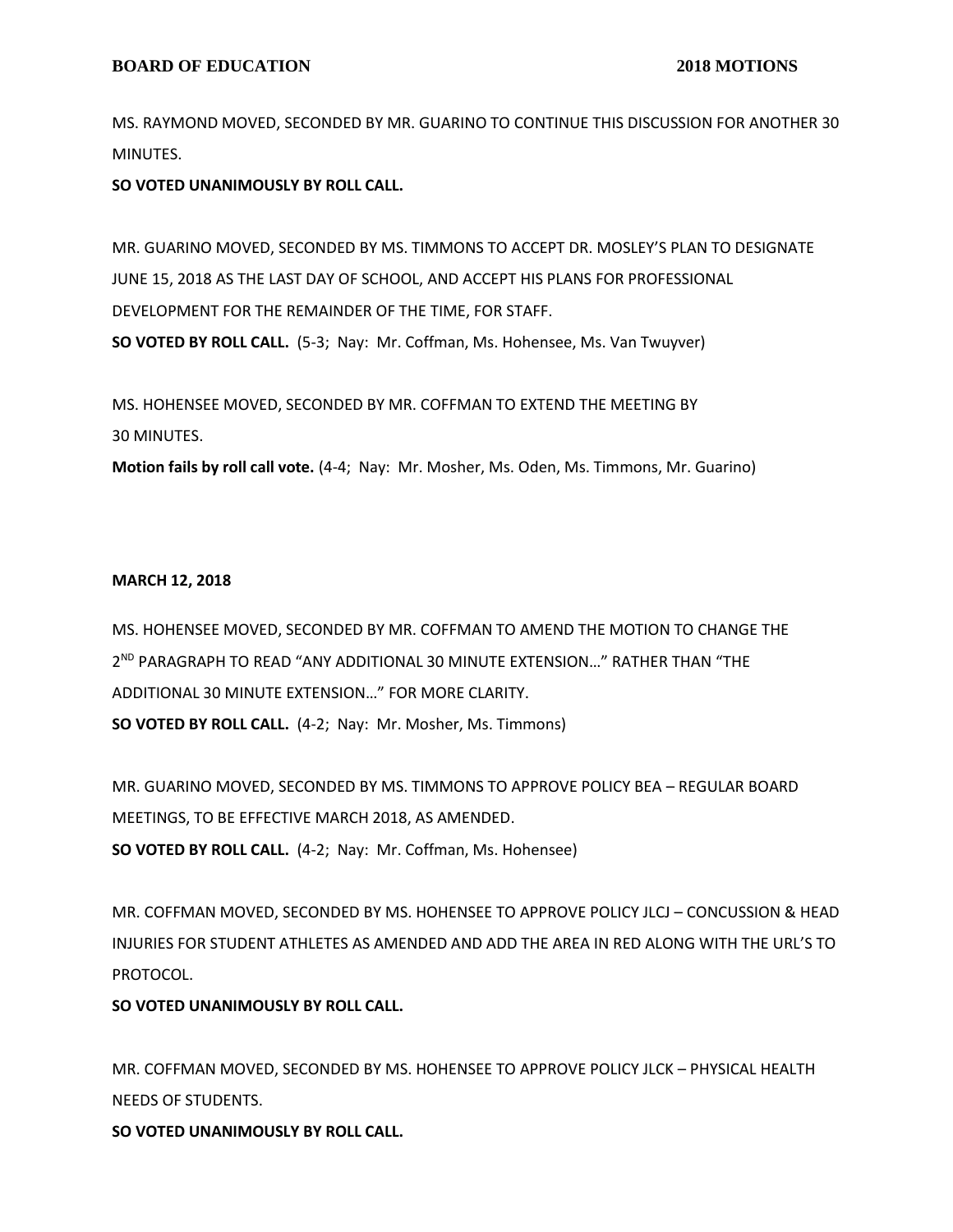MS. RAYMOND MOVED, SECONDED BY MR. GUARINO TO CONTINUE THIS DISCUSSION FOR ANOTHER 30 MINUTES.

**SO VOTED UNANIMOUSLY BY ROLL CALL.**

MR. GUARINO MOVED, SECONDED BY MS. TIMMONS TO ACCEPT DR. MOSLEY'S PLAN TO DESIGNATE JUNE 15, 2018 AS THE LAST DAY OF SCHOOL, AND ACCEPT HIS PLANS FOR PROFESSIONAL DEVELOPMENT FOR THE REMAINDER OF THE TIME, FOR STAFF.

**SO VOTED BY ROLL CALL.** (5-3; Nay: Mr. Coffman, Ms. Hohensee, Ms. Van Twuyver)

MS. HOHENSEE MOVED, SECONDED BY MR. COFFMAN TO EXTEND THE MEETING BY 30 MINUTES.

**Motion fails by roll call vote.** (4-4; Nay: Mr. Mosher, Ms. Oden, Ms. Timmons, Mr. Guarino)

**MARCH 12, 2018**

MS. HOHENSEE MOVED, SECONDED BY MR. COFFMAN TO AMEND THE MOTION TO CHANGE THE 2ND PARAGRAPH TO READ "ANY ADDITIONAL 30 MINUTE EXTENSION…" RATHER THAN "THE ADDITIONAL 30 MINUTE EXTENSION…" FOR MORE CLARITY.

**SO VOTED BY ROLL CALL.** (4-2; Nay: Mr. Mosher, Ms. Timmons)

MR. GUARINO MOVED, SECONDED BY MS. TIMMONS TO APPROVE POLICY BEA – REGULAR BOARD MEETINGS, TO BE EFFECTIVE MARCH 2018, AS AMENDED.

**SO VOTED BY ROLL CALL.** (4-2; Nay: Mr. Coffman, Ms. Hohensee)

MR. COFFMAN MOVED, SECONDED BY MS. HOHENSEE TO APPROVE POLICY JLCJ – CONCUSSION & HEAD INJURIES FOR STUDENT ATHLETES AS AMENDED AND ADD THE AREA IN RED ALONG WITH THE URL'S TO PROTOCOL.

**SO VOTED UNANIMOUSLY BY ROLL CALL.**

MR. COFFMAN MOVED, SECONDED BY MS. HOHENSEE TO APPROVE POLICY JLCK – PHYSICAL HEALTH NEEDS OF STUDENTS.

**SO VOTED UNANIMOUSLY BY ROLL CALL.**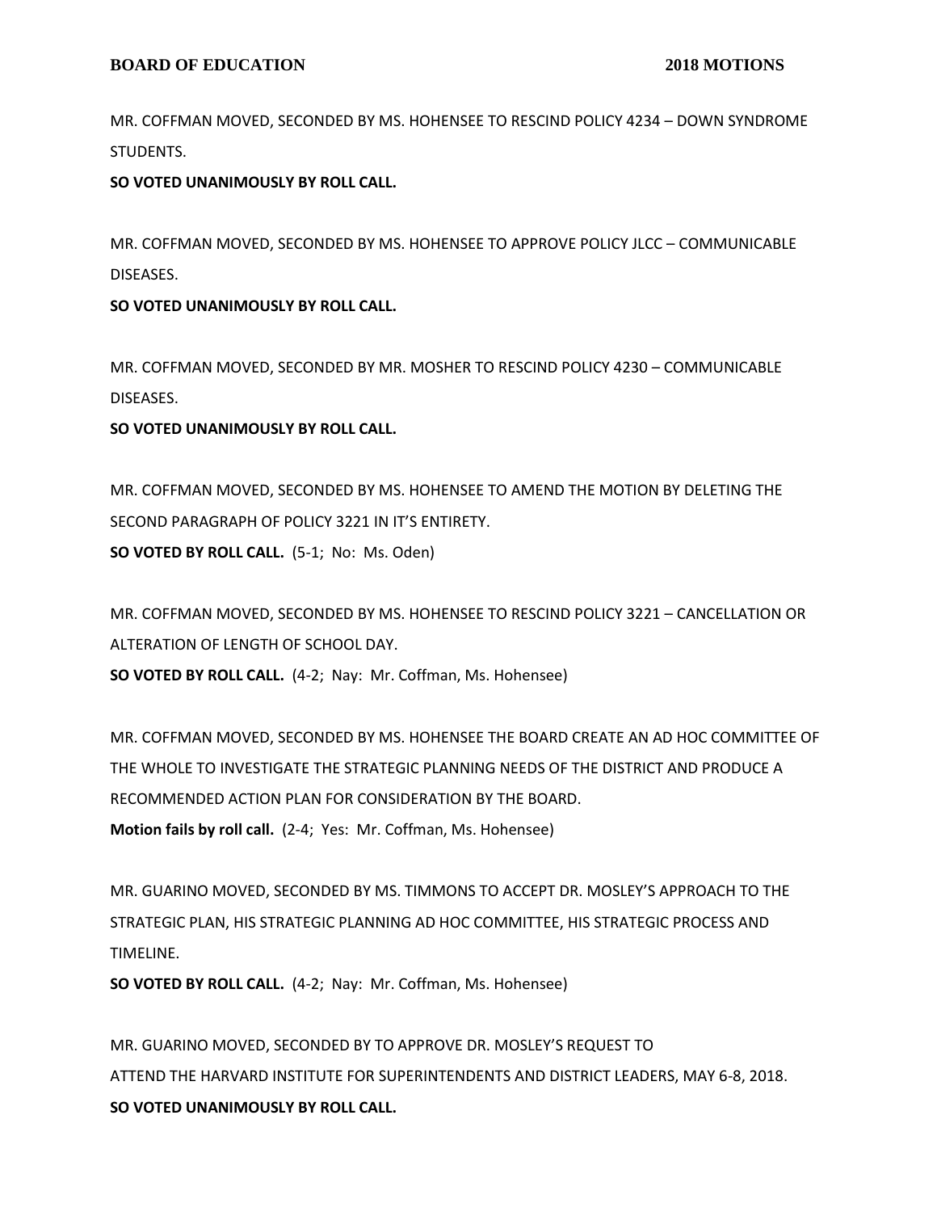MR. COFFMAN MOVED, SECONDED BY MS. HOHENSEE TO RESCIND POLICY 4234 – DOWN SYNDROME STUDENTS.

**SO VOTED UNANIMOUSLY BY ROLL CALL.**

MR. COFFMAN MOVED, SECONDED BY MS. HOHENSEE TO APPROVE POLICY JLCC – COMMUNICABLE DISEASES.

**SO VOTED UNANIMOUSLY BY ROLL CALL.**

MR. COFFMAN MOVED, SECONDED BY MR. MOSHER TO RESCIND POLICY 4230 – COMMUNICABLE DISEASES.

**SO VOTED UNANIMOUSLY BY ROLL CALL.**

MR. COFFMAN MOVED, SECONDED BY MS. HOHENSEE TO AMEND THE MOTION BY DELETING THE SECOND PARAGRAPH OF POLICY 3221 IN IT'S ENTIRETY.

**SO VOTED BY ROLL CALL.** (5-1; No: Ms. Oden)

MR. COFFMAN MOVED, SECONDED BY MS. HOHENSEE TO RESCIND POLICY 3221 – CANCELLATION OR ALTERATION OF LENGTH OF SCHOOL DAY.

**SO VOTED BY ROLL CALL.** (4-2; Nay: Mr. Coffman, Ms. Hohensee)

MR. COFFMAN MOVED, SECONDED BY MS. HOHENSEE THE BOARD CREATE AN AD HOC COMMITTEE OF THE WHOLE TO INVESTIGATE THE STRATEGIC PLANNING NEEDS OF THE DISTRICT AND PRODUCE A RECOMMENDED ACTION PLAN FOR CONSIDERATION BY THE BOARD.

**Motion fails by roll call.** (2-4; Yes: Mr. Coffman, Ms. Hohensee)

MR. GUARINO MOVED, SECONDED BY MS. TIMMONS TO ACCEPT DR. MOSLEY'S APPROACH TO THE STRATEGIC PLAN, HIS STRATEGIC PLANNING AD HOC COMMITTEE, HIS STRATEGIC PROCESS AND TIMELINE.

**SO VOTED BY ROLL CALL.** (4-2; Nay: Mr. Coffman, Ms. Hohensee)

MR. GUARINO MOVED, SECONDED BY TO APPROVE DR. MOSLEY'S REQUEST TO ATTEND THE HARVARD INSTITUTE FOR SUPERINTENDENTS AND DISTRICT LEADERS, MAY 6-8, 2018.

**SO VOTED UNANIMOUSLY BY ROLL CALL.**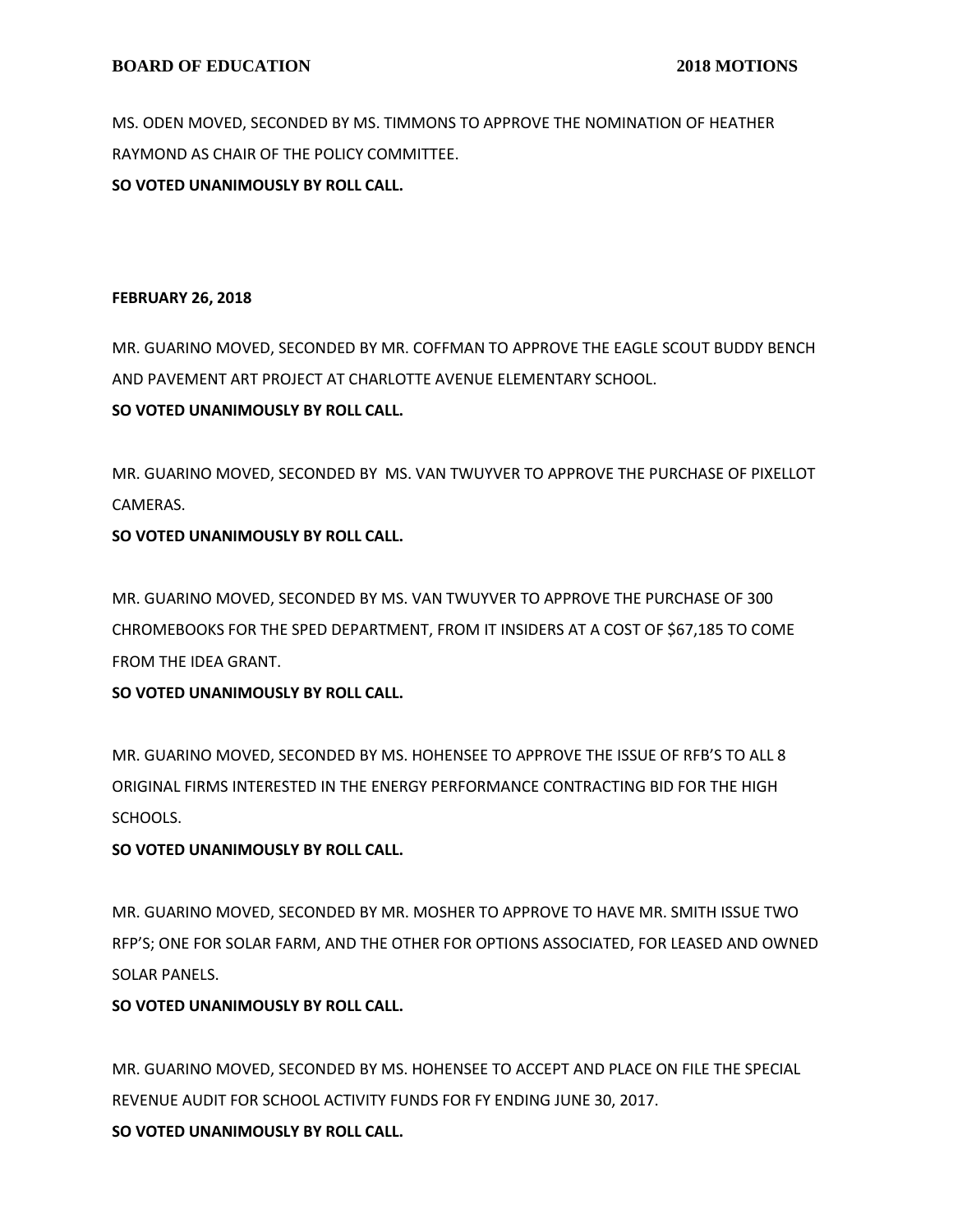MS. ODEN MOVED, SECONDED BY MS. TIMMONS TO APPROVE THE NOMINATION OF HEATHER RAYMOND AS CHAIR OF THE POLICY COMMITTEE.
**SO VOTED UNANIMOUSLY BY ROLL CALL.**

**FEBRUARY 26, 2018**

MR. GUARINO MOVED, SECONDED BY MR. COFFMAN TO APPROVE THE EAGLE SCOUT BUDDY BENCH AND PAVEMENT ART PROJECT AT CHARLOTTE AVENUE ELEMENTARY SCHOOL.
**SO VOTED UNANIMOUSLY BY ROLL CALL.**

MR. GUARINO MOVED, SECONDED BY MS. VAN TWUYVER TO APPROVE THE PURCHASE OF PIXELLOT CAMERAS.
**SO VOTED UNANIMOUSLY BY ROLL CALL.**

MR. GUARINO MOVED, SECONDED BY MS. VAN TWUYVER TO APPROVE THE PURCHASE OF 300 CHROMEBOOKS FOR THE SPED DEPARTMENT, FROM IT INSIDERS AT A COST OF $67,185 TO COME FROM THE IDEA GRANT.
**SO VOTED UNANIMOUSLY BY ROLL CALL.**

MR. GUARINO MOVED, SECONDED BY MS. HOHENSEE TO APPROVE THE ISSUE OF RFB'S TO ALL 8 ORIGINAL FIRMS INTERESTED IN THE ENERGY PERFORMANCE CONTRACTING BID FOR THE HIGH SCHOOLS.
**SO VOTED UNANIMOUSLY BY ROLL CALL.**

MR. GUARINO MOVED, SECONDED BY MR. MOSHER TO APPROVE TO HAVE MR. SMITH ISSUE TWO RFP'S; ONE FOR SOLAR FARM, AND THE OTHER FOR OPTIONS ASSOCIATED, FOR LEASED AND OWNED SOLAR PANELS.
**SO VOTED UNANIMOUSLY BY ROLL CALL.**

MR. GUARINO MOVED, SECONDED BY MS. HOHENSEE TO ACCEPT AND PLACE ON FILE THE SPECIAL REVENUE AUDIT FOR SCHOOL ACTIVITY FUNDS FOR FY ENDING JUNE 30, 2017.
**SO VOTED UNANIMOUSLY BY ROLL CALL.**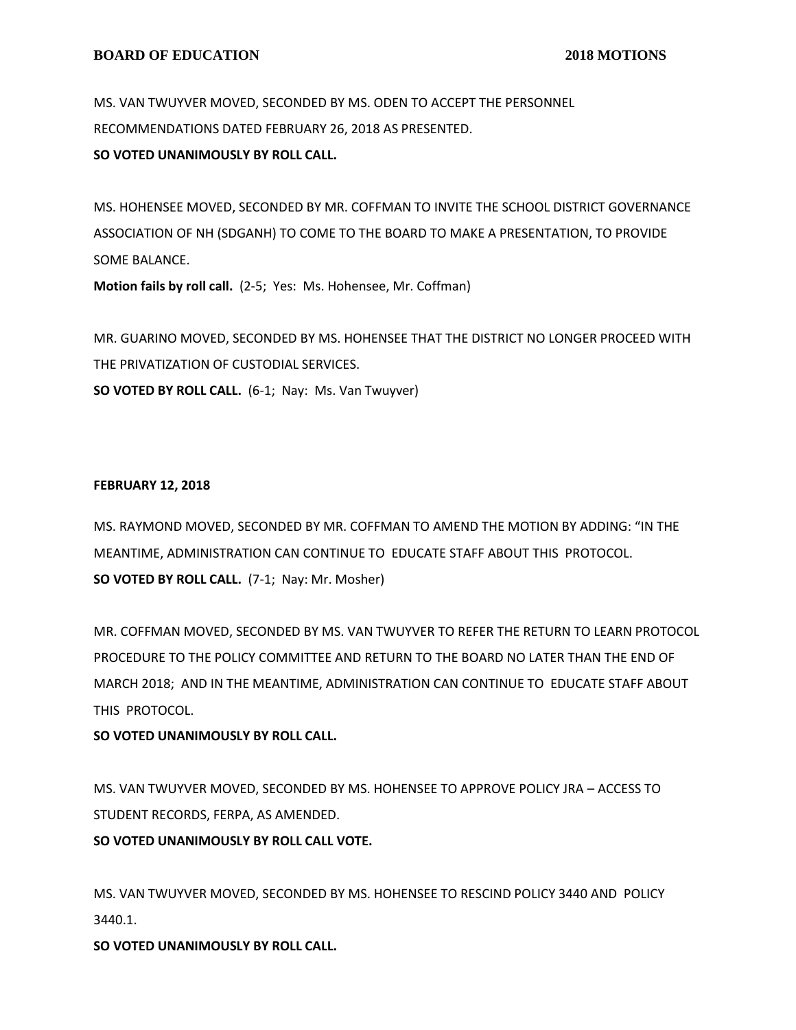MS. VAN TWUYVER MOVED, SECONDED BY MS. ODEN TO ACCEPT THE PERSONNEL RECOMMENDATIONS DATED FEBRUARY 26, 2018 AS PRESENTED.
**SO VOTED UNANIMOUSLY BY ROLL CALL.**

MS. HOHENSEE MOVED, SECONDED BY MR. COFFMAN TO INVITE THE SCHOOL DISTRICT GOVERNANCE ASSOCIATION OF NH (SDGANH) TO COME TO THE BOARD TO MAKE A PRESENTATION, TO PROVIDE SOME BALANCE.
**Motion fails by roll call.** (2-5; Yes: Ms. Hohensee, Mr. Coffman)

MR. GUARINO MOVED, SECONDED BY MS. HOHENSEE THAT THE DISTRICT NO LONGER PROCEED WITH THE PRIVATIZATION OF CUSTODIAL SERVICES.
**SO VOTED BY ROLL CALL.** (6-1; Nay: Ms. Van Twuyver)

**FEBRUARY 12, 2018**

MS. RAYMOND MOVED, SECONDED BY MR. COFFMAN TO AMEND THE MOTION BY ADDING: "IN THE MEANTIME, ADMINISTRATION CAN CONTINUE TO EDUCATE STAFF ABOUT THIS PROTOCOL.
**SO VOTED BY ROLL CALL.** (7-1; Nay: Mr. Mosher)

MR. COFFMAN MOVED, SECONDED BY MS. VAN TWUYVER TO REFER THE RETURN TO LEARN PROTOCOL PROCEDURE TO THE POLICY COMMITTEE AND RETURN TO THE BOARD NO LATER THAN THE END OF MARCH 2018; AND IN THE MEANTIME, ADMINISTRATION CAN CONTINUE TO EDUCATE STAFF ABOUT THIS PROTOCOL.
**SO VOTED UNANIMOUSLY BY ROLL CALL.**

MS. VAN TWUYVER MOVED, SECONDED BY MS. HOHENSEE TO APPROVE POLICY JRA – ACCESS TO STUDENT RECORDS, FERPA, AS AMENDED.
**SO VOTED UNANIMOUSLY BY ROLL CALL VOTE.**

MS. VAN TWUYVER MOVED, SECONDED BY MS. HOHENSEE TO RESCIND POLICY 3440 AND POLICY 3440.1.
**SO VOTED UNANIMOUSLY BY ROLL CALL.**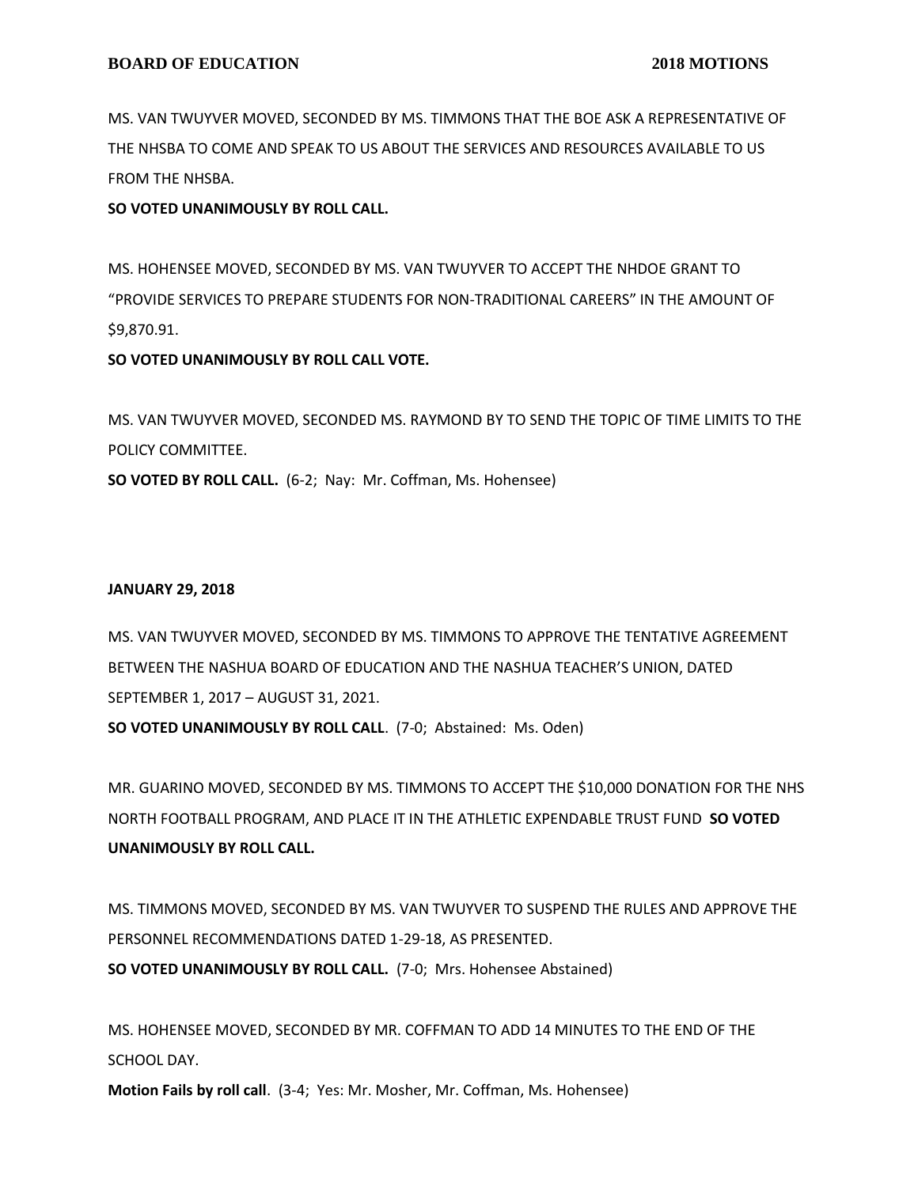MS. VAN TWUYVER MOVED, SECONDED BY MS. TIMMONS THAT THE BOE ASK A REPRESENTATIVE OF THE NHSBA TO COME AND SPEAK TO US ABOUT THE SERVICES AND RESOURCES AVAILABLE TO US FROM THE NHSBA.

**SO VOTED UNANIMOUSLY BY ROLL CALL.**

MS. HOHENSEE MOVED, SECONDED BY MS. VAN TWUYVER TO ACCEPT THE NHDOE GRANT TO "PROVIDE SERVICES TO PREPARE STUDENTS FOR NON-TRADITIONAL CAREERS" IN THE AMOUNT OF $9,870.91.

**SO VOTED UNANIMOUSLY BY ROLL CALL VOTE.**

MS. VAN TWUYVER MOVED, SECONDED MS. RAYMOND BY TO SEND THE TOPIC OF TIME LIMITS TO THE POLICY COMMITTEE.

**SO VOTED BY ROLL CALL.** (6-2; Nay: Mr. Coffman, Ms. Hohensee)

**JANUARY 29, 2018**

MS. VAN TWUYVER MOVED, SECONDED BY MS. TIMMONS TO APPROVE THE TENTATIVE AGREEMENT BETWEEN THE NASHUA BOARD OF EDUCATION AND THE NASHUA TEACHER'S UNION, DATED SEPTEMBER 1, 2017 – AUGUST 31, 2021.

**SO VOTED UNANIMOUSLY BY ROLL CALL**. (7-0; Abstained: Ms. Oden)

MR. GUARINO MOVED, SECONDED BY MS. TIMMONS TO ACCEPT THE $10,000 DONATION FOR THE NHS NORTH FOOTBALL PROGRAM, AND PLACE IT IN THE ATHLETIC EXPENDABLE TRUST FUND **SO VOTED UNANIMOUSLY BY ROLL CALL.**

MS. TIMMONS MOVED, SECONDED BY MS. VAN TWUYVER TO SUSPEND THE RULES AND APPROVE THE PERSONNEL RECOMMENDATIONS DATED 1-29-18, AS PRESENTED.

**SO VOTED UNANIMOUSLY BY ROLL CALL.** (7-0; Mrs. Hohensee Abstained)

MS. HOHENSEE MOVED, SECONDED BY MR. COFFMAN TO ADD 14 MINUTES TO THE END OF THE SCHOOL DAY.

**Motion Fails by roll call**. (3-4; Yes: Mr. Mosher, Mr. Coffman, Ms. Hohensee)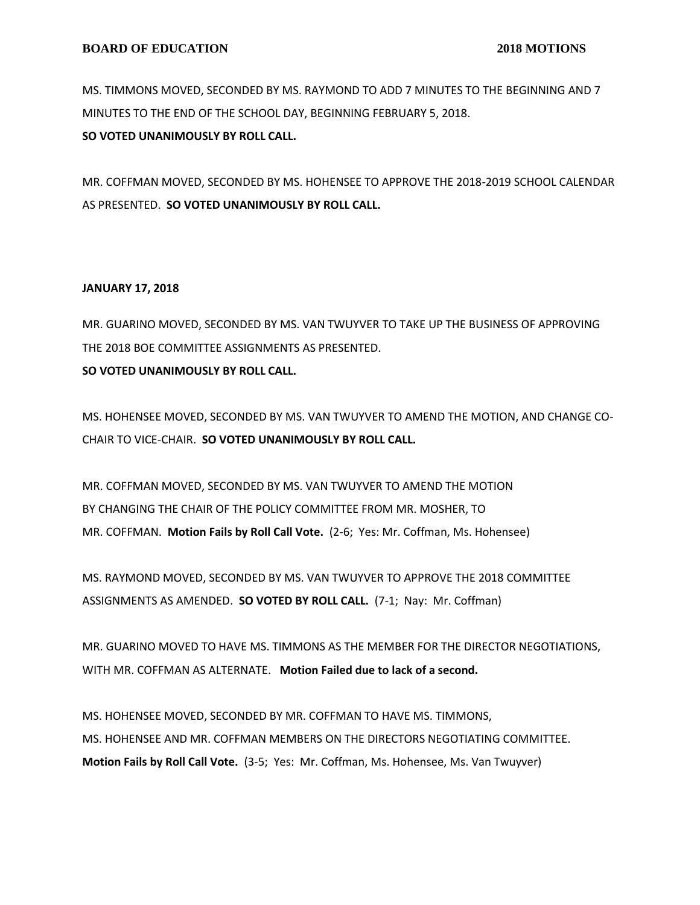MS. TIMMONS MOVED, SECONDED BY MS. RAYMOND TO ADD 7 MINUTES TO THE BEGINNING AND 7 MINUTES TO THE END OF THE SCHOOL DAY, BEGINNING FEBRUARY 5, 2018.
**SO VOTED UNANIMOUSLY BY ROLL CALL.**

MR. COFFMAN MOVED, SECONDED BY MS. HOHENSEE TO APPROVE THE 2018-2019 SCHOOL CALENDAR AS PRESENTED. **SO VOTED UNANIMOUSLY BY ROLL CALL.**

**JANUARY 17, 2018**

MR. GUARINO MOVED, SECONDED BY MS. VAN TWUYVER TO TAKE UP THE BUSINESS OF APPROVING THE 2018 BOE COMMITTEE ASSIGNMENTS AS PRESENTED.
**SO VOTED UNANIMOUSLY BY ROLL CALL.**

MS. HOHENSEE MOVED, SECONDED BY MS. VAN TWUYVER TO AMEND THE MOTION, AND CHANGE CO-CHAIR TO VICE-CHAIR. **SO VOTED UNANIMOUSLY BY ROLL CALL.**

MR. COFFMAN MOVED, SECONDED BY MS. VAN TWUYVER TO AMEND THE MOTION BY CHANGING THE CHAIR OF THE POLICY COMMITTEE FROM MR. MOSHER, TO MR. COFFMAN. **Motion Fails by Roll Call Vote.** (2-6; Yes: Mr. Coffman, Ms. Hohensee)

MS. RAYMOND MOVED, SECONDED BY MS. VAN TWUYVER TO APPROVE THE 2018 COMMITTEE ASSIGNMENTS AS AMENDED. **SO VOTED BY ROLL CALL.** (7-1; Nay: Mr. Coffman)

MR. GUARINO MOVED TO HAVE MS. TIMMONS AS THE MEMBER FOR THE DIRECTOR NEGOTIATIONS, WITH MR. COFFMAN AS ALTERNATE. **Motion Failed due to lack of a second.**

MS. HOHENSEE MOVED, SECONDED BY MR. COFFMAN TO HAVE MS. TIMMONS, MS. HOHENSEE AND MR. COFFMAN MEMBERS ON THE DIRECTORS NEGOTIATING COMMITTEE.
**Motion Fails by Roll Call Vote.** (3-5; Yes: Mr. Coffman, Ms. Hohensee, Ms. Van Twuyver)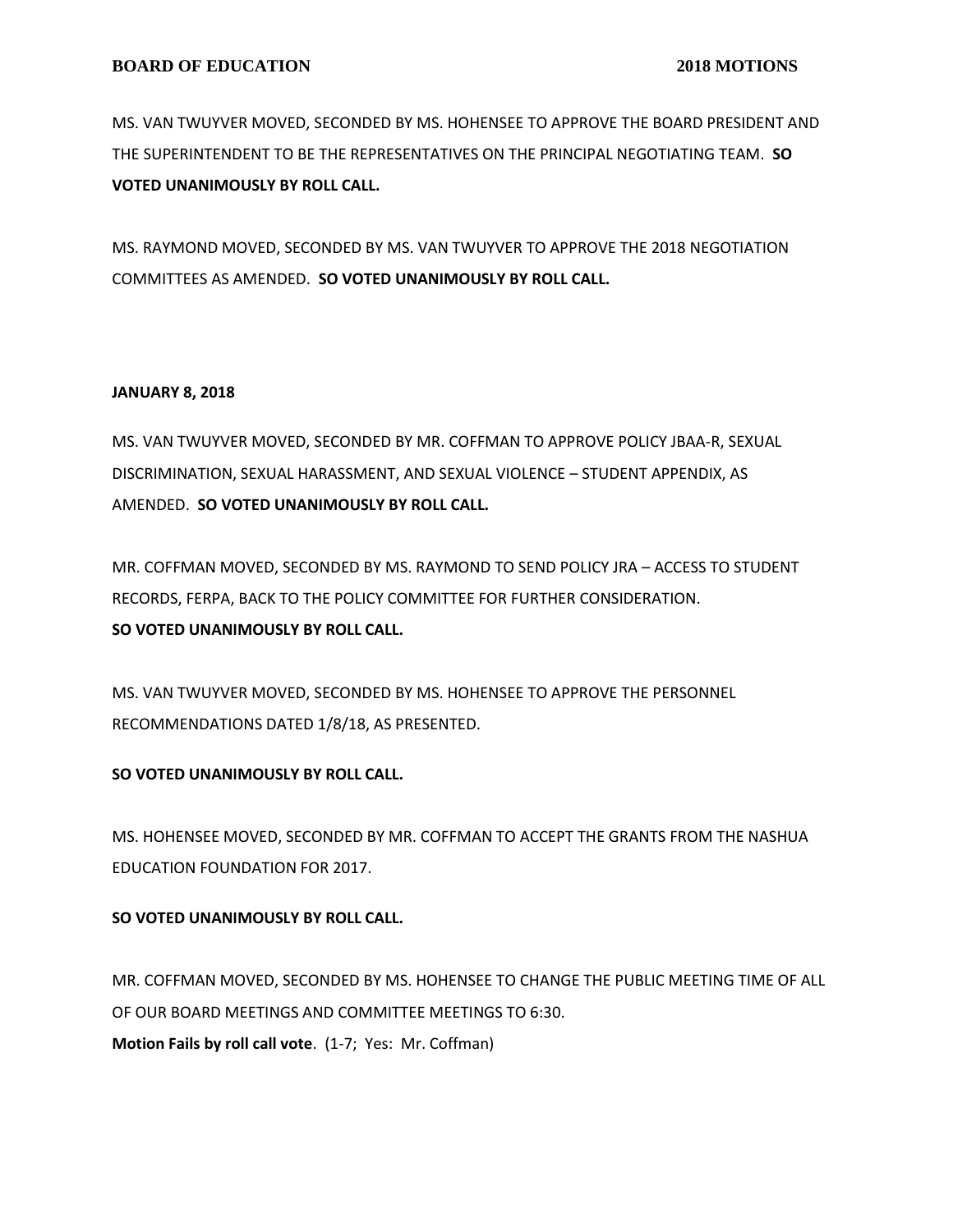MS. VAN TWUYVER MOVED, SECONDED BY MS. HOHENSEE TO APPROVE THE BOARD PRESIDENT AND THE SUPERINTENDENT TO BE THE REPRESENTATIVES ON THE PRINCIPAL NEGOTIATING TEAM. **SO VOTED UNANIMOUSLY BY ROLL CALL.**

MS. RAYMOND MOVED, SECONDED BY MS. VAN TWUYVER TO APPROVE THE 2018 NEGOTIATION COMMITTEES AS AMENDED. **SO VOTED UNANIMOUSLY BY ROLL CALL.**

**JANUARY 8, 2018**

MS. VAN TWUYVER MOVED, SECONDED BY MR. COFFMAN TO APPROVE POLICY JBAA-R, SEXUAL DISCRIMINATION, SEXUAL HARASSMENT, AND SEXUAL VIOLENCE – STUDENT APPENDIX, AS AMENDED. **SO VOTED UNANIMOUSLY BY ROLL CALL.**

MR. COFFMAN MOVED, SECONDED BY MS. RAYMOND TO SEND POLICY JRA – ACCESS TO STUDENT RECORDS, FERPA, BACK TO THE POLICY COMMITTEE FOR FURTHER CONSIDERATION.
**SO VOTED UNANIMOUSLY BY ROLL CALL.**

MS. VAN TWUYVER MOVED, SECONDED BY MS. HOHENSEE TO APPROVE THE PERSONNEL RECOMMENDATIONS DATED 1/8/18, AS PRESENTED.

**SO VOTED UNANIMOUSLY BY ROLL CALL.**

MS. HOHENSEE MOVED, SECONDED BY MR. COFFMAN TO ACCEPT THE GRANTS FROM THE NASHUA EDUCATION FOUNDATION FOR 2017.

**SO VOTED UNANIMOUSLY BY ROLL CALL.**

MR. COFFMAN MOVED, SECONDED BY MS. HOHENSEE TO CHANGE THE PUBLIC MEETING TIME OF ALL OF OUR BOARD MEETINGS AND COMMITTEE MEETINGS TO 6:30.
**Motion Fails by roll call vote**. (1-7; Yes: Mr. Coffman)